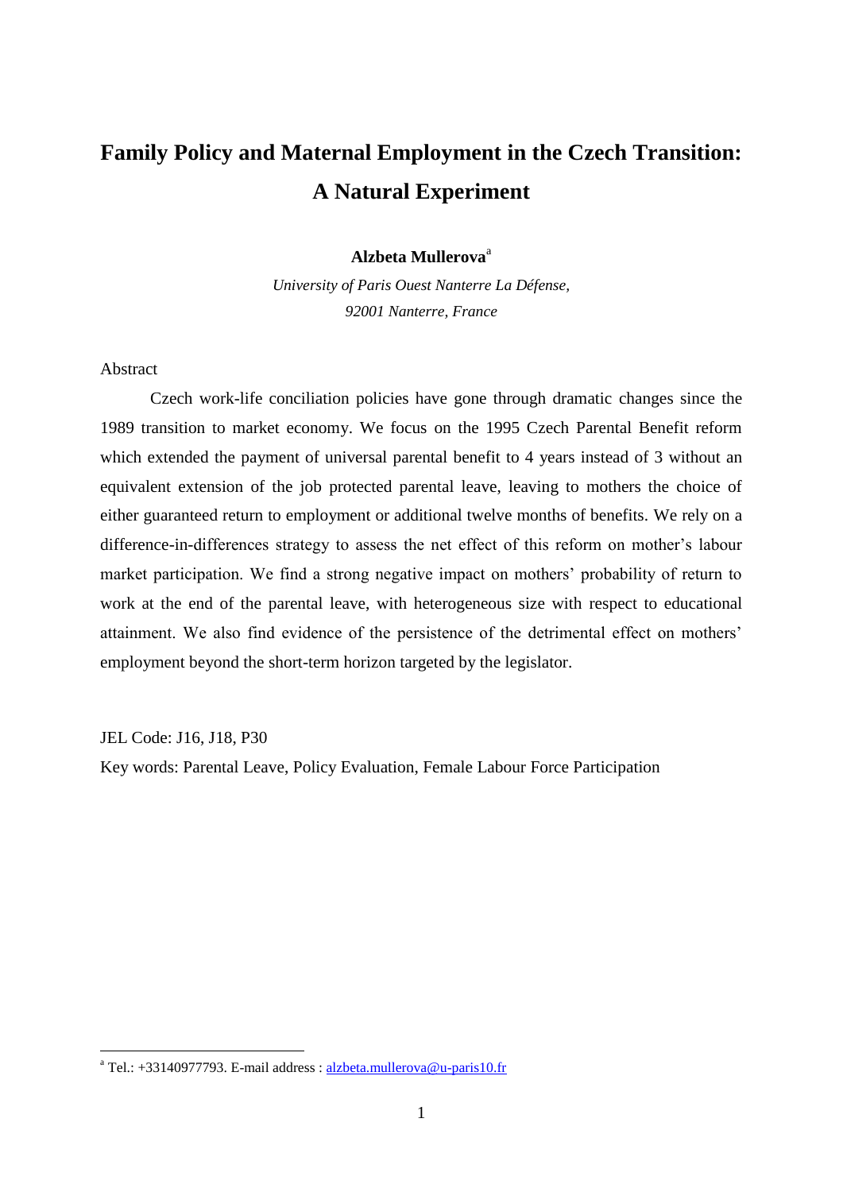# Family Policy and Maternal Employment in the Czech Transition: A Natural Experiment

**Alzbeta Mullerova**[a]

*University of Paris Ouest Nanterre La Défense,*
*92001 Nanterre, France*

Abstract

Czech work-life conciliation policies have gone through dramatic changes since the 1989 transition to market economy. We focus on the 1995 Czech Parental Benefit reform which extended the payment of universal parental benefit to 4 years instead of 3 without an equivalent extension of the job protected parental leave, leaving to mothers the choice of either guaranteed return to employment or additional twelve months of benefits. We rely on a difference-in-differences strategy to assess the net effect of this reform on mother's labour market participation. We find a strong negative impact on mothers' probability of return to work at the end of the parental leave, with heterogeneous size with respect to educational attainment. We also find evidence of the persistence of the detrimental effect on mothers' employment beyond the short-term horizon targeted by the legislator.

JEL Code: J16, J18, P30

Key words: Parental Leave, Policy Evaluation, Female Labour Force Participation

[a] Tel.: +33140977793. E-mail address : alzbeta.mullerova@u-paris10.fr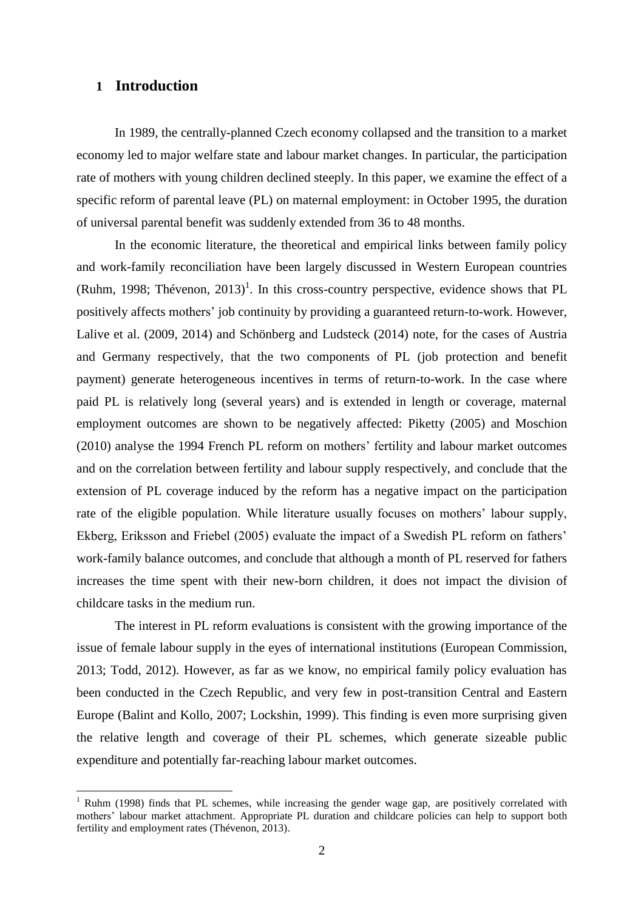# 1 Introduction

In 1989, the centrally-planned Czech economy collapsed and the transition to a market economy led to major welfare state and labour market changes. In particular, the participation rate of mothers with young children declined steeply. In this paper, we examine the effect of a specific reform of parental leave (PL) on maternal employment: in October 1995, the duration of universal parental benefit was suddenly extended from 36 to 48 months.

In the economic literature, the theoretical and empirical links between family policy and work-family reconciliation have been largely discussed in Western European countries (Ruhm, 1998; Thévenon, 2013)[1]. In this cross-country perspective, evidence shows that PL positively affects mothers' job continuity by providing a guaranteed return-to-work. However, Lalive et al. (2009, 2014) and Schönberg and Ludsteck (2014) note, for the cases of Austria and Germany respectively, that the two components of PL (job protection and benefit payment) generate heterogeneous incentives in terms of return-to-work. In the case where paid PL is relatively long (several years) and is extended in length or coverage, maternal employment outcomes are shown to be negatively affected: Piketty (2005) and Moschion (2010) analyse the 1994 French PL reform on mothers' fertility and labour market outcomes and on the correlation between fertility and labour supply respectively, and conclude that the extension of PL coverage induced by the reform has a negative impact on the participation rate of the eligible population. While literature usually focuses on mothers' labour supply, Ekberg, Eriksson and Friebel (2005) evaluate the impact of a Swedish PL reform on fathers' work-family balance outcomes, and conclude that although a month of PL reserved for fathers increases the time spent with their new-born children, it does not impact the division of childcare tasks in the medium run.

The interest in PL reform evaluations is consistent with the growing importance of the issue of female labour supply in the eyes of international institutions (European Commission, 2013; Todd, 2012). However, as far as we know, no empirical family policy evaluation has been conducted in the Czech Republic, and very few in post-transition Central and Eastern Europe (Balint and Kollo, 2007; Lockshin, 1999). This finding is even more surprising given the relative length and coverage of their PL schemes, which generate sizeable public expenditure and potentially far-reaching labour market outcomes.

[1] Ruhm (1998) finds that PL schemes, while increasing the gender wage gap, are positively correlated with mothers' labour market attachment. Appropriate PL duration and childcare policies can help to support both fertility and employment rates (Thévenon, 2013).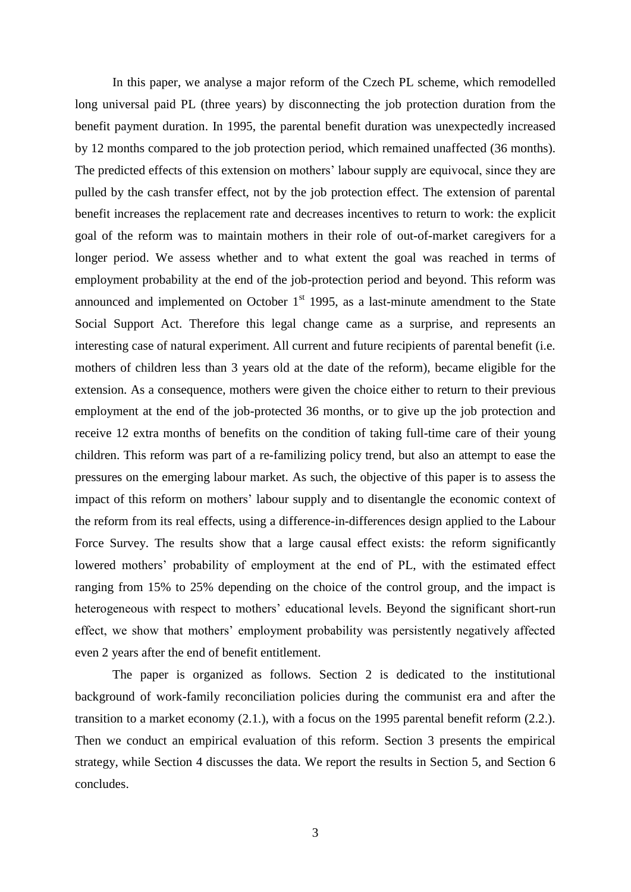In this paper, we analyse a major reform of the Czech PL scheme, which remodelled long universal paid PL (three years) by disconnecting the job protection duration from the benefit payment duration. In 1995, the parental benefit duration was unexpectedly increased by 12 months compared to the job protection period, which remained unaffected (36 months). The predicted effects of this extension on mothers' labour supply are equivocal, since they are pulled by the cash transfer effect, not by the job protection effect. The extension of parental benefit increases the replacement rate and decreases incentives to return to work: the explicit goal of the reform was to maintain mothers in their role of out-of-market caregivers for a longer period. We assess whether and to what extent the goal was reached in terms of employment probability at the end of the job-protection period and beyond. This reform was announced and implemented on October 1st 1995, as a last-minute amendment to the State Social Support Act. Therefore this legal change came as a surprise, and represents an interesting case of natural experiment. All current and future recipients of parental benefit (i.e. mothers of children less than 3 years old at the date of the reform), became eligible for the extension. As a consequence, mothers were given the choice either to return to their previous employment at the end of the job-protected 36 months, or to give up the job protection and receive 12 extra months of benefits on the condition of taking full-time care of their young children. This reform was part of a re-familizing policy trend, but also an attempt to ease the pressures on the emerging labour market. As such, the objective of this paper is to assess the impact of this reform on mothers' labour supply and to disentangle the economic context of the reform from its real effects, using a difference-in-differences design applied to the Labour Force Survey. The results show that a large causal effect exists: the reform significantly lowered mothers' probability of employment at the end of PL, with the estimated effect ranging from 15% to 25% depending on the choice of the control group, and the impact is heterogeneous with respect to mothers' educational levels. Beyond the significant short-run effect, we show that mothers' employment probability was persistently negatively affected even 2 years after the end of benefit entitlement.

The paper is organized as follows. Section 2 is dedicated to the institutional background of work-family reconciliation policies during the communist era and after the transition to a market economy (2.1.), with a focus on the 1995 parental benefit reform (2.2.). Then we conduct an empirical evaluation of this reform. Section 3 presents the empirical strategy, while Section 4 discusses the data. We report the results in Section 5, and Section 6 concludes.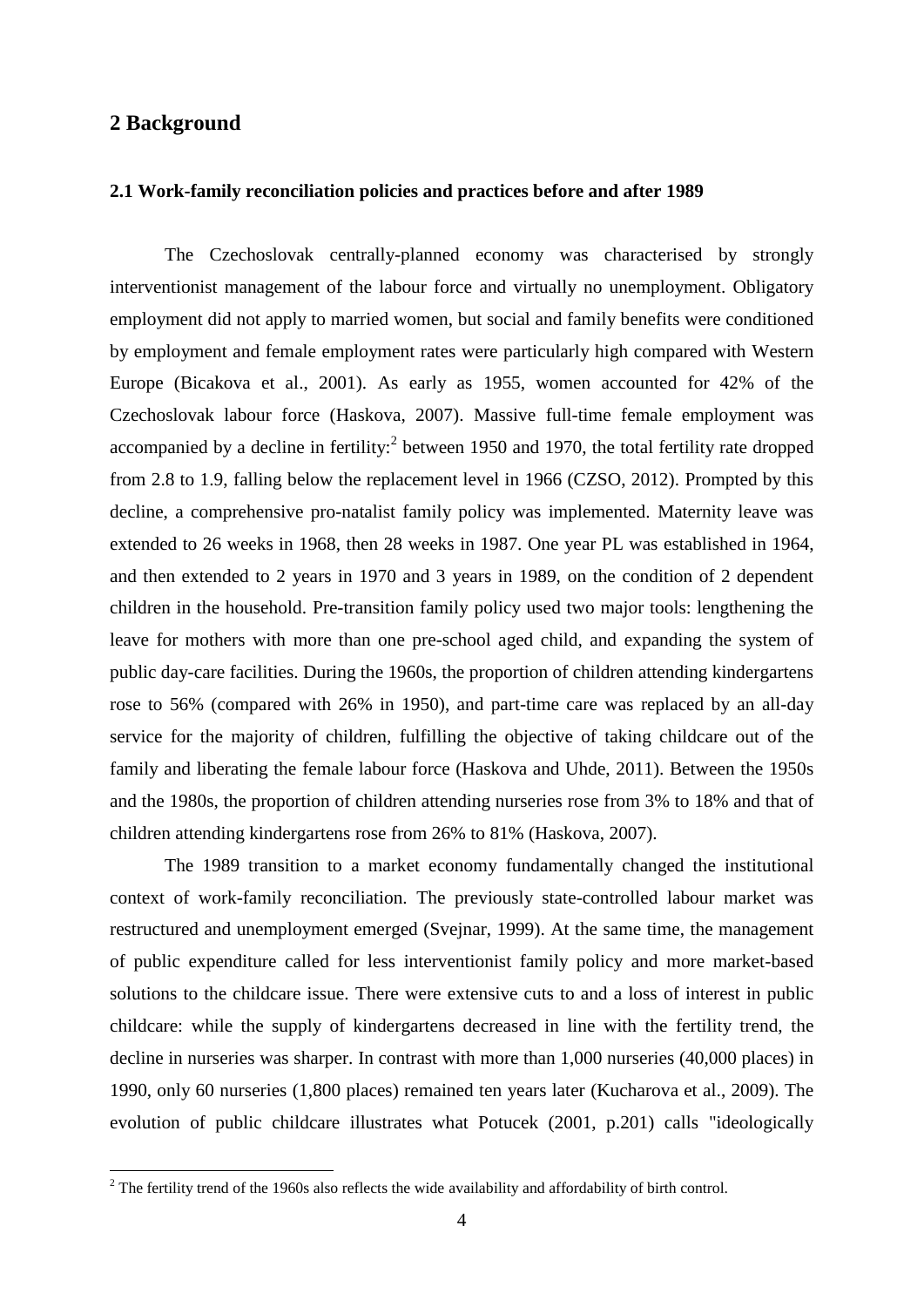## 2 Background

### 2.1 Work-family reconciliation policies and practices before and after 1989

The Czechoslovak centrally-planned economy was characterised by strongly interventionist management of the labour force and virtually no unemployment. Obligatory employment did not apply to married women, but social and family benefits were conditioned by employment and female employment rates were particularly high compared with Western Europe (Bicakova et al., 2001). As early as 1955, women accounted for 42% of the Czechoslovak labour force (Haskova, 2007). Massive full-time female employment was accompanied by a decline in fertility:[2] between 1950 and 1970, the total fertility rate dropped from 2.8 to 1.9, falling below the replacement level in 1966 (CZSO, 2012). Prompted by this decline, a comprehensive pro-natalist family policy was implemented. Maternity leave was extended to 26 weeks in 1968, then 28 weeks in 1987. One year PL was established in 1964, and then extended to 2 years in 1970 and 3 years in 1989, on the condition of 2 dependent children in the household. Pre-transition family policy used two major tools: lengthening the leave for mothers with more than one pre-school aged child, and expanding the system of public day-care facilities. During the 1960s, the proportion of children attending kindergartens rose to 56% (compared with 26% in 1950), and part-time care was replaced by an all-day service for the majority of children, fulfilling the objective of taking childcare out of the family and liberating the female labour force (Haskova and Uhde, 2011). Between the 1950s and the 1980s, the proportion of children attending nurseries rose from 3% to 18% and that of children attending kindergartens rose from 26% to 81% (Haskova, 2007).

The 1989 transition to a market economy fundamentally changed the institutional context of work-family reconciliation. The previously state-controlled labour market was restructured and unemployment emerged (Svejnar, 1999). At the same time, the management of public expenditure called for less interventionist family policy and more market-based solutions to the childcare issue. There were extensive cuts to and a loss of interest in public childcare: while the supply of kindergartens decreased in line with the fertility trend, the decline in nurseries was sharper. In contrast with more than 1,000 nurseries (40,000 places) in 1990, only 60 nurseries (1,800 places) remained ten years later (Kucharova et al., 2009). The evolution of public childcare illustrates what Potucek (2001, p.201) calls "ideologically

[2] The fertility trend of the 1960s also reflects the wide availability and affordability of birth control.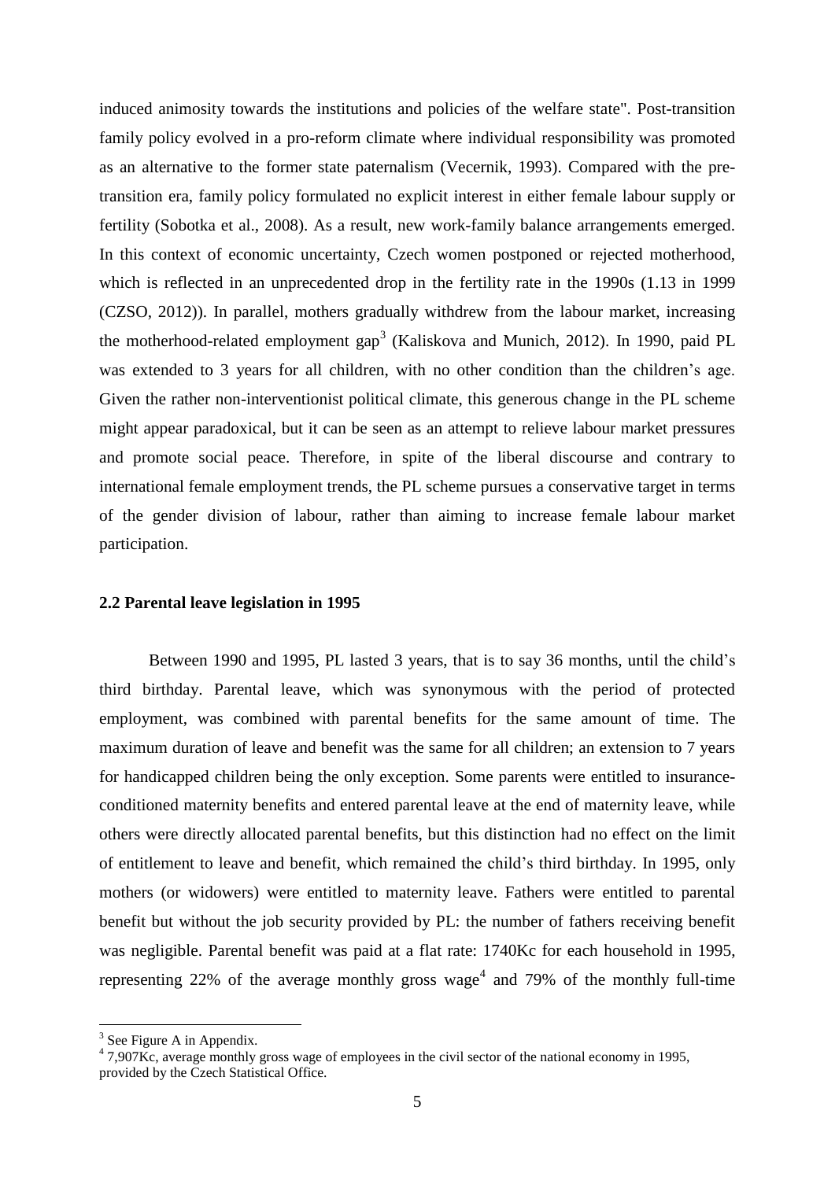induced animosity towards the institutions and policies of the welfare state". Post-transition family policy evolved in a pro-reform climate where individual responsibility was promoted as an alternative to the former state paternalism (Vecernik, 1993). Compared with the pre-transition era, family policy formulated no explicit interest in either female labour supply or fertility (Sobotka et al., 2008). As a result, new work-family balance arrangements emerged. In this context of economic uncertainty, Czech women postponed or rejected motherhood, which is reflected in an unprecedented drop in the fertility rate in the 1990s (1.13 in 1999 (CZSO, 2012)). In parallel, mothers gradually withdrew from the labour market, increasing the motherhood-related employment gap[3] (Kaliskova and Munich, 2012). In 1990, paid PL was extended to 3 years for all children, with no other condition than the children's age. Given the rather non-interventionist political climate, this generous change in the PL scheme might appear paradoxical, but it can be seen as an attempt to relieve labour market pressures and promote social peace. Therefore, in spite of the liberal discourse and contrary to international female employment trends, the PL scheme pursues a conservative target in terms of the gender division of labour, rather than aiming to increase female labour market participation.

### 2.2 Parental leave legislation in 1995

Between 1990 and 1995, PL lasted 3 years, that is to say 36 months, until the child's third birthday. Parental leave, which was synonymous with the period of protected employment, was combined with parental benefits for the same amount of time. The maximum duration of leave and benefit was the same for all children; an extension to 7 years for handicapped children being the only exception. Some parents were entitled to insurance-conditioned maternity benefits and entered parental leave at the end of maternity leave, while others were directly allocated parental benefits, but this distinction had no effect on the limit of entitlement to leave and benefit, which remained the child's third birthday. In 1995, only mothers (or widowers) were entitled to maternity leave. Fathers were entitled to parental benefit but without the job security provided by PL: the number of fathers receiving benefit was negligible. Parental benefit was paid at a flat rate: 1740Kc for each household in 1995, representing 22% of the average monthly gross wage[4] and 79% of the monthly full-time

[3] See Figure A in Appendix.

[4] 7,907Kc, average monthly gross wage of employees in the civil sector of the national economy in 1995, provided by the Czech Statistical Office.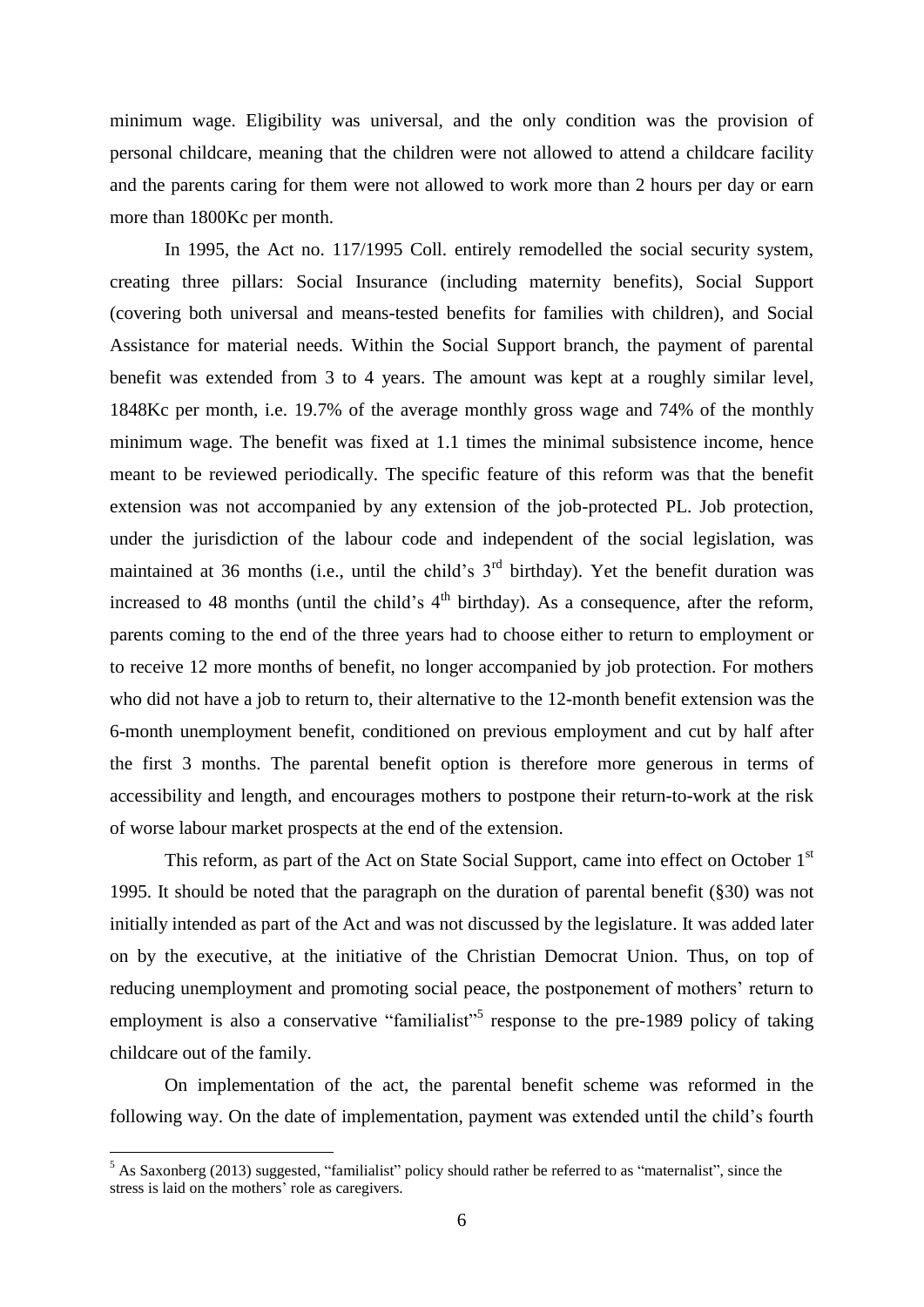minimum wage. Eligibility was universal, and the only condition was the provision of personal childcare, meaning that the children were not allowed to attend a childcare facility and the parents caring for them were not allowed to work more than 2 hours per day or earn more than 1800Kc per month.

In 1995, the Act no. 117/1995 Coll. entirely remodelled the social security system, creating three pillars: Social Insurance (including maternity benefits), Social Support (covering both universal and means-tested benefits for families with children), and Social Assistance for material needs. Within the Social Support branch, the payment of parental benefit was extended from 3 to 4 years. The amount was kept at a roughly similar level, 1848Kc per month, i.e. 19.7% of the average monthly gross wage and 74% of the monthly minimum wage. The benefit was fixed at 1.1 times the minimal subsistence income, hence meant to be reviewed periodically. The specific feature of this reform was that the benefit extension was not accompanied by any extension of the job-protected PL. Job protection, under the jurisdiction of the labour code and independent of the social legislation, was maintained at 36 months (i.e., until the child's 3rd birthday). Yet the benefit duration was increased to 48 months (until the child's 4th birthday). As a consequence, after the reform, parents coming to the end of the three years had to choose either to return to employment or to receive 12 more months of benefit, no longer accompanied by job protection. For mothers who did not have a job to return to, their alternative to the 12-month benefit extension was the 6-month unemployment benefit, conditioned on previous employment and cut by half after the first 3 months. The parental benefit option is therefore more generous in terms of accessibility and length, and encourages mothers to postpone their return-to-work at the risk of worse labour market prospects at the end of the extension.

This reform, as part of the Act on State Social Support, came into effect on October 1st 1995. It should be noted that the paragraph on the duration of parental benefit (§30) was not initially intended as part of the Act and was not discussed by the legislature. It was added later on by the executive, at the initiative of the Christian Democrat Union. Thus, on top of reducing unemployment and promoting social peace, the postponement of mothers' return to employment is also a conservative "familialist"[5] response to the pre-1989 policy of taking childcare out of the family.

On implementation of the act, the parental benefit scheme was reformed in the following way. On the date of implementation, payment was extended until the child's fourth

[5] As Saxonberg (2013) suggested, "familialist" policy should rather be referred to as "maternalist", since the stress is laid on the mothers' role as caregivers.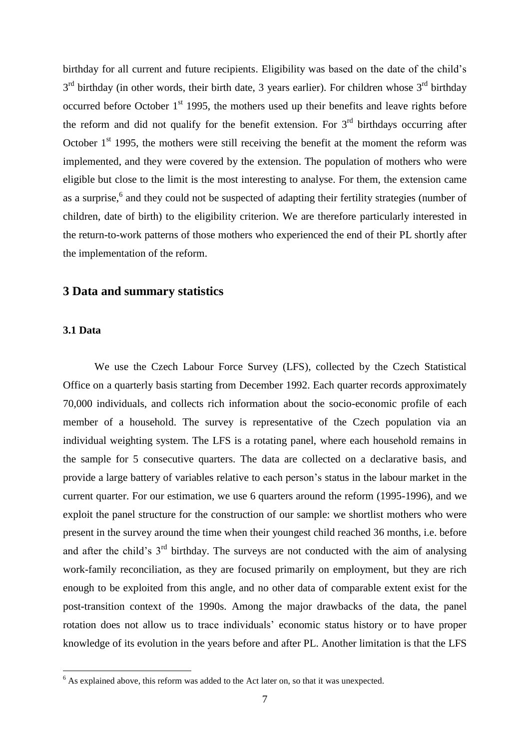birthday for all current and future recipients. Eligibility was based on the date of the child's 3rd birthday (in other words, their birth date, 3 years earlier). For children whose 3rd birthday occurred before October 1st 1995, the mothers used up their benefits and leave rights before the reform and did not qualify for the benefit extension. For 3rd birthdays occurring after October 1st 1995, the mothers were still receiving the benefit at the moment the reform was implemented, and they were covered by the extension. The population of mothers who were eligible but close to the limit is the most interesting to analyse. For them, the extension came as a surprise,[6] and they could not be suspected of adapting their fertility strategies (number of children, date of birth) to the eligibility criterion. We are therefore particularly interested in the return-to-work patterns of those mothers who experienced the end of their PL shortly after the implementation of the reform.

## 3 Data and summary statistics

### 3.1 Data

We use the Czech Labour Force Survey (LFS), collected by the Czech Statistical Office on a quarterly basis starting from December 1992. Each quarter records approximately 70,000 individuals, and collects rich information about the socio-economic profile of each member of a household. The survey is representative of the Czech population via an individual weighting system. The LFS is a rotating panel, where each household remains in the sample for 5 consecutive quarters. The data are collected on a declarative basis, and provide a large battery of variables relative to each person's status in the labour market in the current quarter. For our estimation, we use 6 quarters around the reform (1995-1996), and we exploit the panel structure for the construction of our sample: we shortlist mothers who were present in the survey around the time when their youngest child reached 36 months, i.e. before and after the child's 3rd birthday. The surveys are not conducted with the aim of analysing work-family reconciliation, as they are focused primarily on employment, but they are rich enough to be exploited from this angle, and no other data of comparable extent exist for the post-transition context of the 1990s. Among the major drawbacks of the data, the panel rotation does not allow us to trace individuals' economic status history or to have proper knowledge of its evolution in the years before and after PL. Another limitation is that the LFS

[6] As explained above, this reform was added to the Act later on, so that it was unexpected.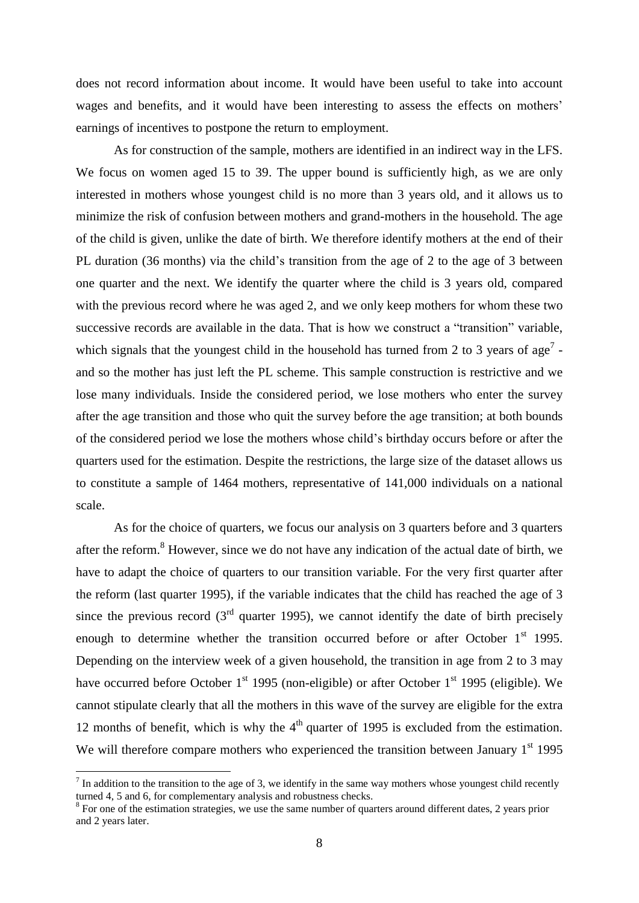does not record information about income. It would have been useful to take into account wages and benefits, and it would have been interesting to assess the effects on mothers' earnings of incentives to postpone the return to employment.

As for construction of the sample, mothers are identified in an indirect way in the LFS. We focus on women aged 15 to 39. The upper bound is sufficiently high, as we are only interested in mothers whose youngest child is no more than 3 years old, and it allows us to minimize the risk of confusion between mothers and grand-mothers in the household. The age of the child is given, unlike the date of birth. We therefore identify mothers at the end of their PL duration (36 months) via the child's transition from the age of 2 to the age of 3 between one quarter and the next. We identify the quarter where the child is 3 years old, compared with the previous record where he was aged 2, and we only keep mothers for whom these two successive records are available in the data. That is how we construct a "transition" variable, which signals that the youngest child in the household has turned from 2 to 3 years of age[7] - and so the mother has just left the PL scheme. This sample construction is restrictive and we lose many individuals. Inside the considered period, we lose mothers who enter the survey after the age transition and those who quit the survey before the age transition; at both bounds of the considered period we lose the mothers whose child's birthday occurs before or after the quarters used for the estimation. Despite the restrictions, the large size of the dataset allows us to constitute a sample of 1464 mothers, representative of 141,000 individuals on a national scale.

As for the choice of quarters, we focus our analysis on 3 quarters before and 3 quarters after the reform.[8] However, since we do not have any indication of the actual date of birth, we have to adapt the choice of quarters to our transition variable. For the very first quarter after the reform (last quarter 1995), if the variable indicates that the child has reached the age of 3 since the previous record (3rd quarter 1995), we cannot identify the date of birth precisely enough to determine whether the transition occurred before or after October 1st 1995. Depending on the interview week of a given household, the transition in age from 2 to 3 may have occurred before October 1st 1995 (non-eligible) or after October 1st 1995 (eligible). We cannot stipulate clearly that all the mothers in this wave of the survey are eligible for the extra 12 months of benefit, which is why the 4th quarter of 1995 is excluded from the estimation. We will therefore compare mothers who experienced the transition between January 1st 1995

[7] In addition to the transition to the age of 3, we identify in the same way mothers whose youngest child recently turned 4, 5 and 6, for complementary analysis and robustness checks.

[8] For one of the estimation strategies, we use the same number of quarters around different dates, 2 years prior and 2 years later.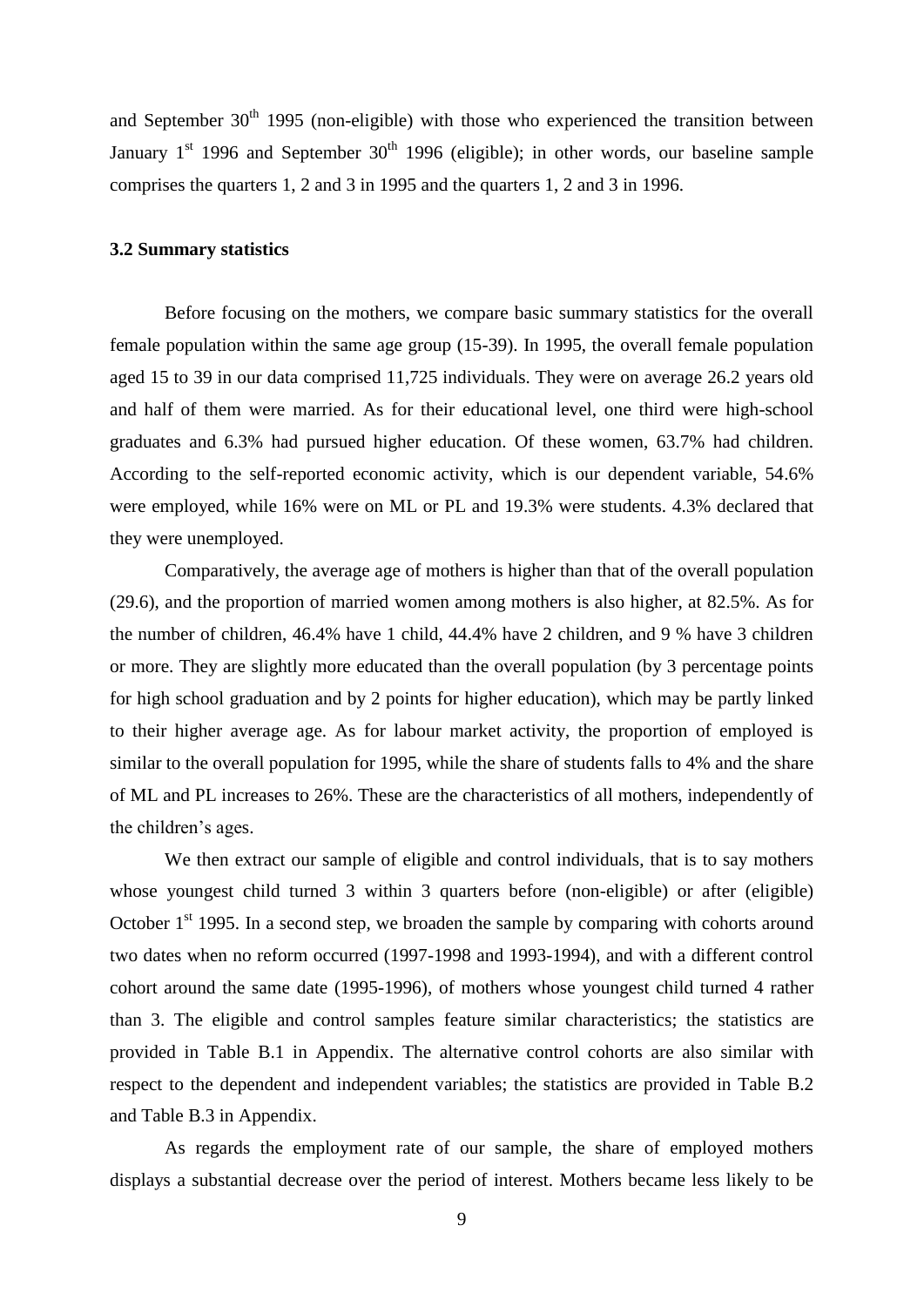and September 30th 1995 (non-eligible) with those who experienced the transition between January 1st 1996 and September 30th 1996 (eligible); in other words, our baseline sample comprises the quarters 1, 2 and 3 in 1995 and the quarters 1, 2 and 3 in 1996.

### 3.2 Summary statistics

Before focusing on the mothers, we compare basic summary statistics for the overall female population within the same age group (15-39). In 1995, the overall female population aged 15 to 39 in our data comprised 11,725 individuals. They were on average 26.2 years old and half of them were married. As for their educational level, one third were high-school graduates and 6.3% had pursued higher education. Of these women, 63.7% had children. According to the self-reported economic activity, which is our dependent variable, 54.6% were employed, while 16% were on ML or PL and 19.3% were students. 4.3% declared that they were unemployed.

Comparatively, the average age of mothers is higher than that of the overall population (29.6), and the proportion of married women among mothers is also higher, at 82.5%. As for the number of children, 46.4% have 1 child, 44.4% have 2 children, and 9 % have 3 children or more. They are slightly more educated than the overall population (by 3 percentage points for high school graduation and by 2 points for higher education), which may be partly linked to their higher average age. As for labour market activity, the proportion of employed is similar to the overall population for 1995, while the share of students falls to 4% and the share of ML and PL increases to 26%. These are the characteristics of all mothers, independently of the children's ages.

We then extract our sample of eligible and control individuals, that is to say mothers whose youngest child turned 3 within 3 quarters before (non-eligible) or after (eligible) October 1st 1995. In a second step, we broaden the sample by comparing with cohorts around two dates when no reform occurred (1997-1998 and 1993-1994), and with a different control cohort around the same date (1995-1996), of mothers whose youngest child turned 4 rather than 3. The eligible and control samples feature similar characteristics; the statistics are provided in Table B.1 in Appendix. The alternative control cohorts are also similar with respect to the dependent and independent variables; the statistics are provided in Table B.2 and Table B.3 in Appendix.

As regards the employment rate of our sample, the share of employed mothers displays a substantial decrease over the period of interest. Mothers became less likely to be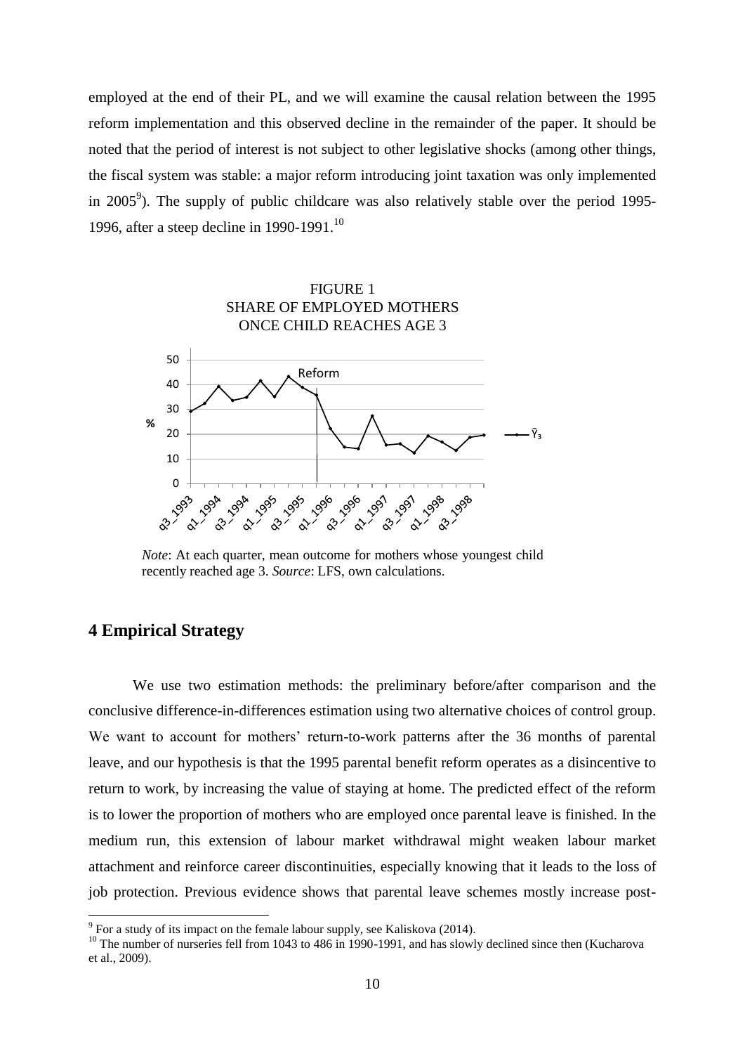employed at the end of their PL, and we will examine the causal relation between the 1995 reform implementation and this observed decline in the remainder of the paper. It should be noted that the period of interest is not subject to other legislative shocks (among other things, the fiscal system was stable: a major reform introducing joint taxation was only implemented in 2005[9]). The supply of public childcare was also relatively stable over the period 1995-1996, after a steep decline in 1990-1991.[10]

FIGURE 1
SHARE OF EMPLOYED MOTHERS
ONCE CHILD REACHES AGE 3

*Note*: At each quarter, mean outcome for mothers whose youngest child recently reached age 3. *Source*: LFS, own calculations.

## 4 Empirical Strategy

We use two estimation methods: the preliminary before/after comparison and the conclusive difference-in-differences estimation using two alternative choices of control group. We want to account for mothers' return-to-work patterns after the 36 months of parental leave, and our hypothesis is that the 1995 parental benefit reform operates as a disincentive to return to work, by increasing the value of staying at home. The predicted effect of the reform is to lower the proportion of mothers who are employed once parental leave is finished. In the medium run, this extension of labour market withdrawal might weaken labour market attachment and reinforce career discontinuities, especially knowing that it leads to the loss of job protection. Previous evidence shows that parental leave schemes mostly increase post-

[9] For a study of its impact on the female labour supply, see Kaliskova (2014).

[10] The number of nurseries fell from 1043 to 486 in 1990-1991, and has slowly declined since then (Kucharova et al., 2009).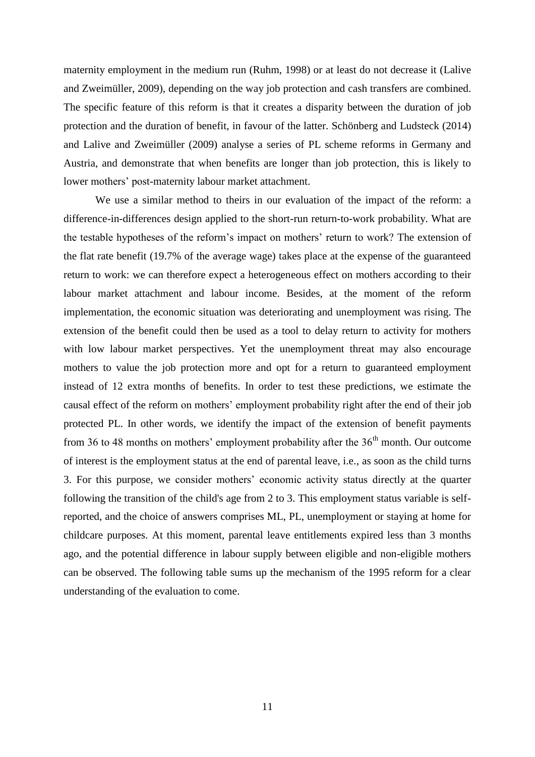maternity employment in the medium run (Ruhm, 1998) or at least do not decrease it (Lalive and Zweimüller, 2009), depending on the way job protection and cash transfers are combined. The specific feature of this reform is that it creates a disparity between the duration of job protection and the duration of benefit, in favour of the latter. Schönberg and Ludsteck (2014) and Lalive and Zweimüller (2009) analyse a series of PL scheme reforms in Germany and Austria, and demonstrate that when benefits are longer than job protection, this is likely to lower mothers' post-maternity labour market attachment.

We use a similar method to theirs in our evaluation of the impact of the reform: a difference-in-differences design applied to the short-run return-to-work probability. What are the testable hypotheses of the reform's impact on mothers' return to work? The extension of the flat rate benefit (19.7% of the average wage) takes place at the expense of the guaranteed return to work: we can therefore expect a heterogeneous effect on mothers according to their labour market attachment and labour income. Besides, at the moment of the reform implementation, the economic situation was deteriorating and unemployment was rising. The extension of the benefit could then be used as a tool to delay return to activity for mothers with low labour market perspectives. Yet the unemployment threat may also encourage mothers to value the job protection more and opt for a return to guaranteed employment instead of 12 extra months of benefits. In order to test these predictions, we estimate the causal effect of the reform on mothers' employment probability right after the end of their job protected PL. In other words, we identify the impact of the extension of benefit payments from 36 to 48 months on mothers' employment probability after the 36th month. Our outcome of interest is the employment status at the end of parental leave, i.e., as soon as the child turns 3. For this purpose, we consider mothers' economic activity status directly at the quarter following the transition of the child's age from 2 to 3. This employment status variable is self-reported, and the choice of answers comprises ML, PL, unemployment or staying at home for childcare purposes. At this moment, parental leave entitlements expired less than 3 months ago, and the potential difference in labour supply between eligible and non-eligible mothers can be observed. The following table sums up the mechanism of the 1995 reform for a clear understanding of the evaluation to come.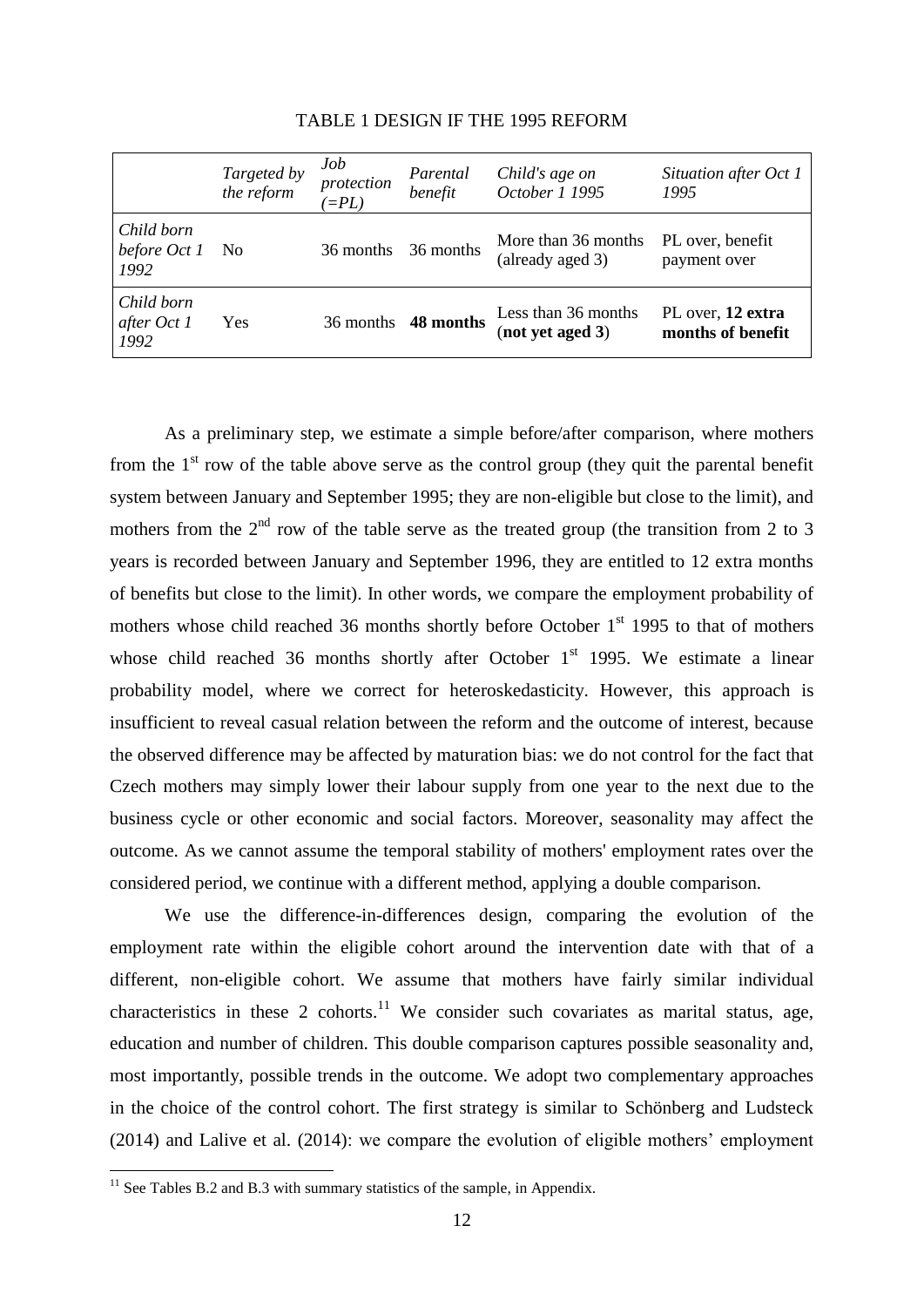TABLE 1 DESIGN IF THE 1995 REFORM

| | *Targeted by the reform* | *Job protection (=PL)* | *Parental benefit* | *Child's age on October 1 1995* | *Situation after Oct 1 1995* |
|---|---|---|---|---|---|
| *Child born before Oct 1 1992* | No | 36 months | 36 months | More than 36 months (already aged 3) | PL over, benefit payment over |
| *Child born after Oct 1 1992* | Yes | 36 months | **48 months** | Less than 36 months (**not yet aged 3**) | PL over, **12 extra months of benefit** |

As a preliminary step, we estimate a simple before/after comparison, where mothers from the 1st row of the table above serve as the control group (they quit the parental benefit system between January and September 1995; they are non-eligible but close to the limit), and mothers from the 2nd row of the table serve as the treated group (the transition from 2 to 3 years is recorded between January and September 1996, they are entitled to 12 extra months of benefits but close to the limit). In other words, we compare the employment probability of mothers whose child reached 36 months shortly before October 1st 1995 to that of mothers whose child reached 36 months shortly after October 1st 1995. We estimate a linear probability model, where we correct for heteroskedasticity. However, this approach is insufficient to reveal casual relation between the reform and the outcome of interest, because the observed difference may be affected by maturation bias: we do not control for the fact that Czech mothers may simply lower their labour supply from one year to the next due to the business cycle or other economic and social factors. Moreover, seasonality may affect the outcome. As we cannot assume the temporal stability of mothers' employment rates over the considered period, we continue with a different method, applying a double comparison.

We use the difference-in-differences design, comparing the evolution of the employment rate within the eligible cohort around the intervention date with that of a different, non-eligible cohort. We assume that mothers have fairly similar individual characteristics in these 2 cohorts.[11] We consider such covariates as marital status, age, education and number of children. This double comparison captures possible seasonality and, most importantly, possible trends in the outcome. We adopt two complementary approaches in the choice of the control cohort. The first strategy is similar to Schönberg and Ludsteck (2014) and Lalive et al. (2014): we compare the evolution of eligible mothers' employment

[11] See Tables B.2 and B.3 with summary statistics of the sample, in Appendix.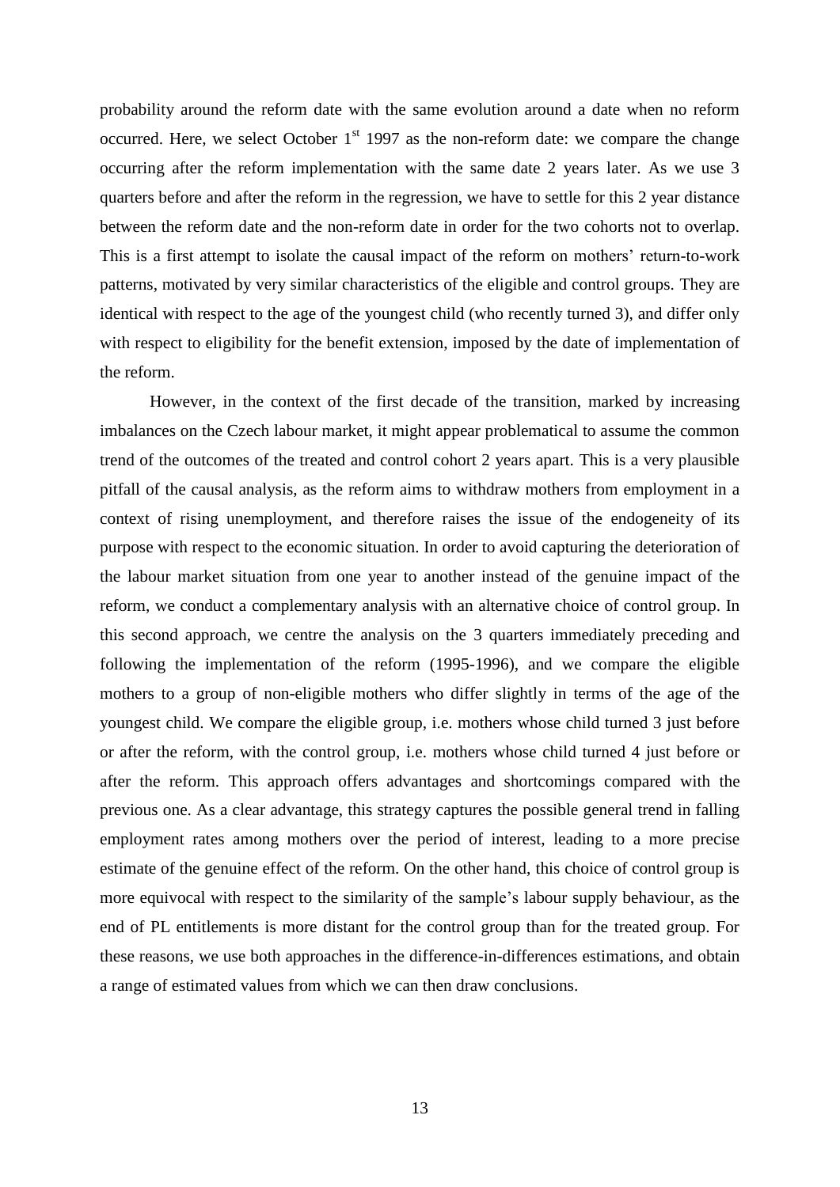probability around the reform date with the same evolution around a date when no reform occurred. Here, we select October 1st 1997 as the non-reform date: we compare the change occurring after the reform implementation with the same date 2 years later. As we use 3 quarters before and after the reform in the regression, we have to settle for this 2 year distance between the reform date and the non-reform date in order for the two cohorts not to overlap. This is a first attempt to isolate the causal impact of the reform on mothers' return-to-work patterns, motivated by very similar characteristics of the eligible and control groups. They are identical with respect to the age of the youngest child (who recently turned 3), and differ only with respect to eligibility for the benefit extension, imposed by the date of implementation of the reform.

However, in the context of the first decade of the transition, marked by increasing imbalances on the Czech labour market, it might appear problematical to assume the common trend of the outcomes of the treated and control cohort 2 years apart. This is a very plausible pitfall of the causal analysis, as the reform aims to withdraw mothers from employment in a context of rising unemployment, and therefore raises the issue of the endogeneity of its purpose with respect to the economic situation. In order to avoid capturing the deterioration of the labour market situation from one year to another instead of the genuine impact of the reform, we conduct a complementary analysis with an alternative choice of control group. In this second approach, we centre the analysis on the 3 quarters immediately preceding and following the implementation of the reform (1995-1996), and we compare the eligible mothers to a group of non-eligible mothers who differ slightly in terms of the age of the youngest child. We compare the eligible group, i.e. mothers whose child turned 3 just before or after the reform, with the control group, i.e. mothers whose child turned 4 just before or after the reform. This approach offers advantages and shortcomings compared with the previous one. As a clear advantage, this strategy captures the possible general trend in falling employment rates among mothers over the period of interest, leading to a more precise estimate of the genuine effect of the reform. On the other hand, this choice of control group is more equivocal with respect to the similarity of the sample's labour supply behaviour, as the end of PL entitlements is more distant for the control group than for the treated group. For these reasons, we use both approaches in the difference-in-differences estimations, and obtain a range of estimated values from which we can then draw conclusions.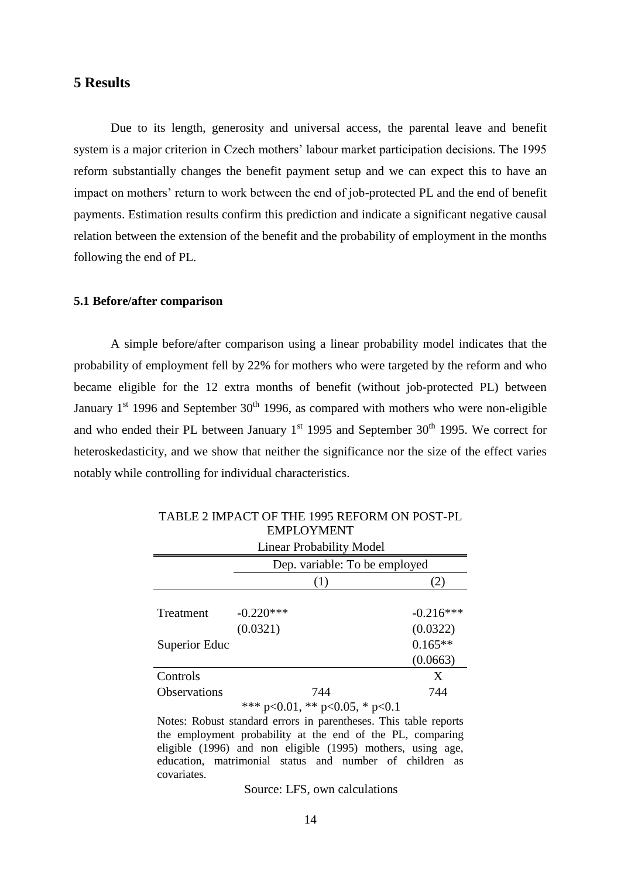## 5 Results

Due to its length, generosity and universal access, the parental leave and benefit system is a major criterion in Czech mothers' labour market participation decisions. The 1995 reform substantially changes the benefit payment setup and we can expect this to have an impact on mothers' return to work between the end of job-protected PL and the end of benefit payments. Estimation results confirm this prediction and indicate a significant negative causal relation between the extension of the benefit and the probability of employment in the months following the end of PL.

### 5.1 Before/after comparison

A simple before/after comparison using a linear probability model indicates that the probability of employment fell by 22% for mothers who were targeted by the reform and who became eligible for the 12 extra months of benefit (without job-protected PL) between January 1st 1996 and September 30th 1996, as compared with mothers who were non-eligible and who ended their PL between January 1st 1995 and September 30th 1995. We correct for heteroskedasticity, and we show that neither the significance nor the size of the effect varies notably while controlling for individual characteristics.

TABLE 2 IMPACT OF THE 1995 REFORM ON POST-PL EMPLOYMENT

Linear Probability Model

| | Dep. variable: To be employed | |
|---|---|---|
| | (1) | (2) |
| Treatment | -0.220*** | -0.216*** |
| | (0.0321) | (0.0322) |
| Superior Educ | | 0.165** |
| | | (0.0663) |
| Controls | | X |
| Observations | 744 | 744 |

*** p<0.01, ** p<0.05, * p<0.1

Notes: Robust standard errors in parentheses. This table reports the employment probability at the end of the PL, comparing eligible (1996) and non eligible (1995) mothers, using age, education, matrimonial status and number of children as covariates.

Source: LFS, own calculations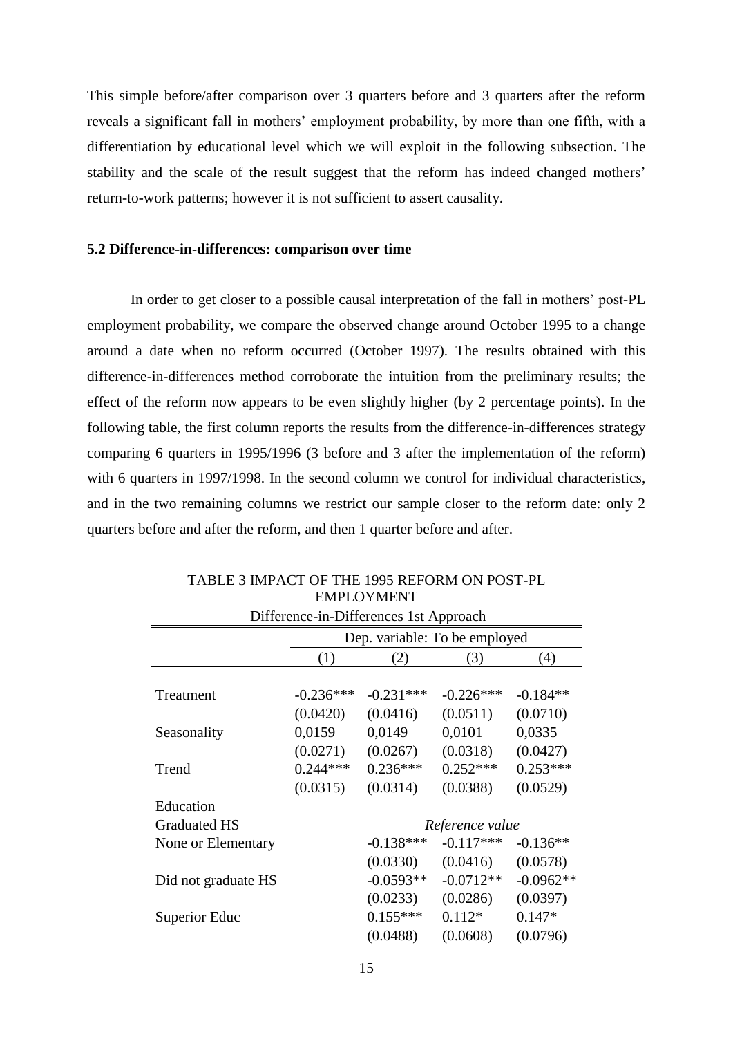This simple before/after comparison over 3 quarters before and 3 quarters after the reform reveals a significant fall in mothers' employment probability, by more than one fifth, with a differentiation by educational level which we will exploit in the following subsection. The stability and the scale of the result suggest that the reform has indeed changed mothers' return-to-work patterns; however it is not sufficient to assert causality.

### 5.2 Difference-in-differences: comparison over time

In order to get closer to a possible causal interpretation of the fall in mothers' post-PL employment probability, we compare the observed change around October 1995 to a change around a date when no reform occurred (October 1997). The results obtained with this difference-in-differences method corroborate the intuition from the preliminary results; the effect of the reform now appears to be even slightly higher (by 2 percentage points). In the following table, the first column reports the results from the difference-in-differences strategy comparing 6 quarters in 1995/1996 (3 before and 3 after the implementation of the reform) with 6 quarters in 1997/1998. In the second column we control for individual characteristics, and in the two remaining columns we restrict our sample closer to the reform date: only 2 quarters before and after the reform, and then 1 quarter before and after.

TABLE 3 IMPACT OF THE 1995 REFORM ON POST-PL EMPLOYMENT

Difference-in-Differences 1st Approach

| | Dep. variable: To be employed | | | |
|---|---|---|---|---|
| | (1) | (2) | (3) | (4) |
| Treatment | -0.236*** | -0.231*** | -0.226*** | -0.184** |
| | (0.0420) | (0.0416) | (0.0511) | (0.0710) |
| Seasonality | 0,0159 | 0,0149 | 0,0101 | 0,0335 |
| | (0.0271) | (0.0267) | (0.0318) | (0.0427) |
| Trend | 0.244*** | 0.236*** | 0.252*** | 0.253*** |
| | (0.0315) | (0.0314) | (0.0388) | (0.0529) |
| Education | | | | |
| Graduated HS | | *Reference value* | | |
| None or Elementary | | -0.138*** | -0.117*** | -0.136** |
| | | (0.0330) | (0.0416) | (0.0578) |
| Did not graduate HS | | -0.0593** | -0.0712** | -0.0962** |
| | | (0.0233) | (0.0286) | (0.0397) |
| Superior Educ | | 0.155*** | 0.112* | 0.147* |
| | | (0.0488) | (0.0608) | (0.0796) |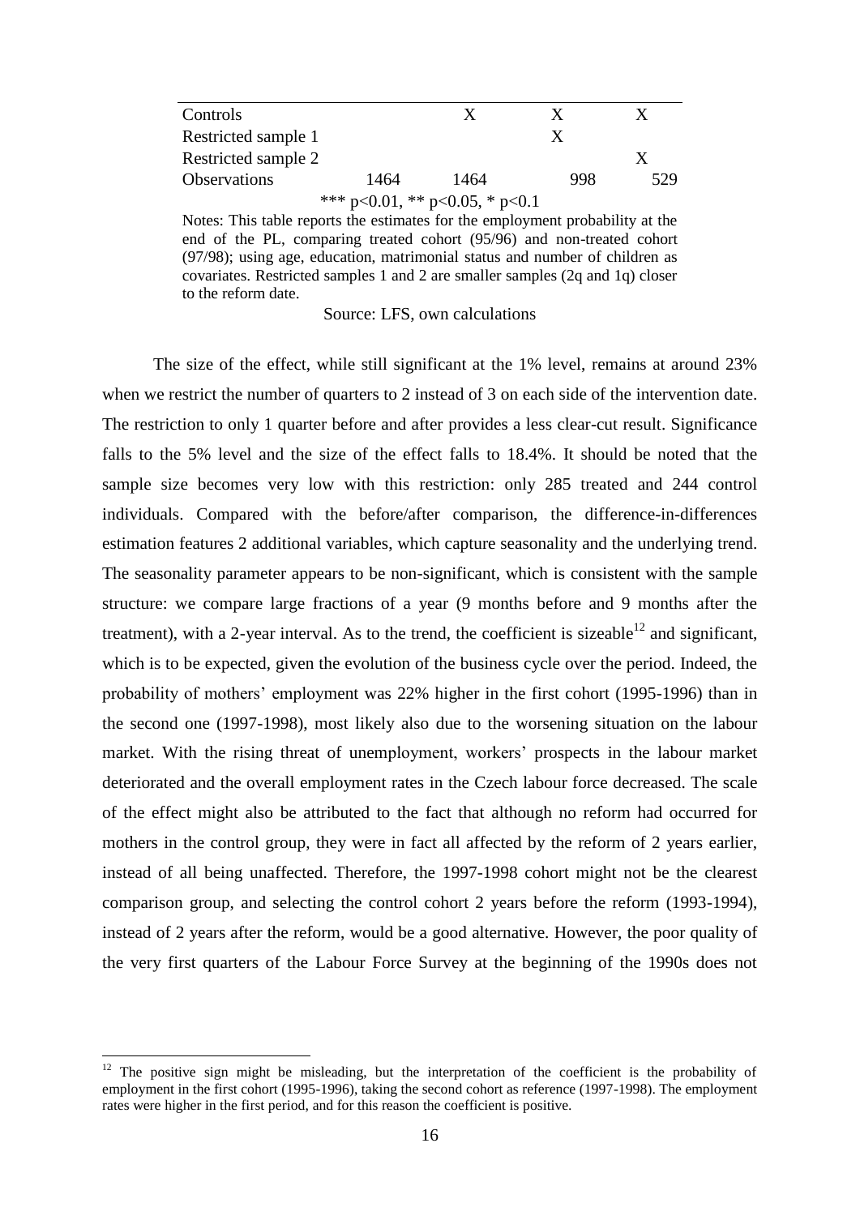| Controls | | X | X | X |
|---|---|---|---|---|
| Restricted sample 1 | | | X | |
| Restricted sample 2 | | | | X |
| Observations | 1464 | 1464 | 998 | 529 |

*** p<0.01, ** p<0.05, * p<0.1

Notes: This table reports the estimates for the employment probability at the end of the PL, comparing treated cohort (95/96) and non-treated cohort (97/98); using age, education, matrimonial status and number of children as covariates. Restricted samples 1 and 2 are smaller samples (2q and 1q) closer to the reform date.

Source: LFS, own calculations

The size of the effect, while still significant at the 1% level, remains at around 23% when we restrict the number of quarters to 2 instead of 3 on each side of the intervention date. The restriction to only 1 quarter before and after provides a less clear-cut result. Significance falls to the 5% level and the size of the effect falls to 18.4%. It should be noted that the sample size becomes very low with this restriction: only 285 treated and 244 control individuals. Compared with the before/after comparison, the difference-in-differences estimation features 2 additional variables, which capture seasonality and the underlying trend. The seasonality parameter appears to be non-significant, which is consistent with the sample structure: we compare large fractions of a year (9 months before and 9 months after the treatment), with a 2-year interval. As to the trend, the coefficient is sizeable[12] and significant, which is to be expected, given the evolution of the business cycle over the period. Indeed, the probability of mothers' employment was 22% higher in the first cohort (1995-1996) than in the second one (1997-1998), most likely also due to the worsening situation on the labour market. With the rising threat of unemployment, workers' prospects in the labour market deteriorated and the overall employment rates in the Czech labour force decreased. The scale of the effect might also be attributed to the fact that although no reform had occurred for mothers in the control group, they were in fact all affected by the reform of 2 years earlier, instead of all being unaffected. Therefore, the 1997-1998 cohort might not be the clearest comparison group, and selecting the control cohort 2 years before the reform (1993-1994), instead of 2 years after the reform, would be a good alternative. However, the poor quality of the very first quarters of the Labour Force Survey at the beginning of the 1990s does not

[12] The positive sign might be misleading, but the interpretation of the coefficient is the probability of employment in the first cohort (1995-1996), taking the second cohort as reference (1997-1998). The employment rates were higher in the first period, and for this reason the coefficient is positive.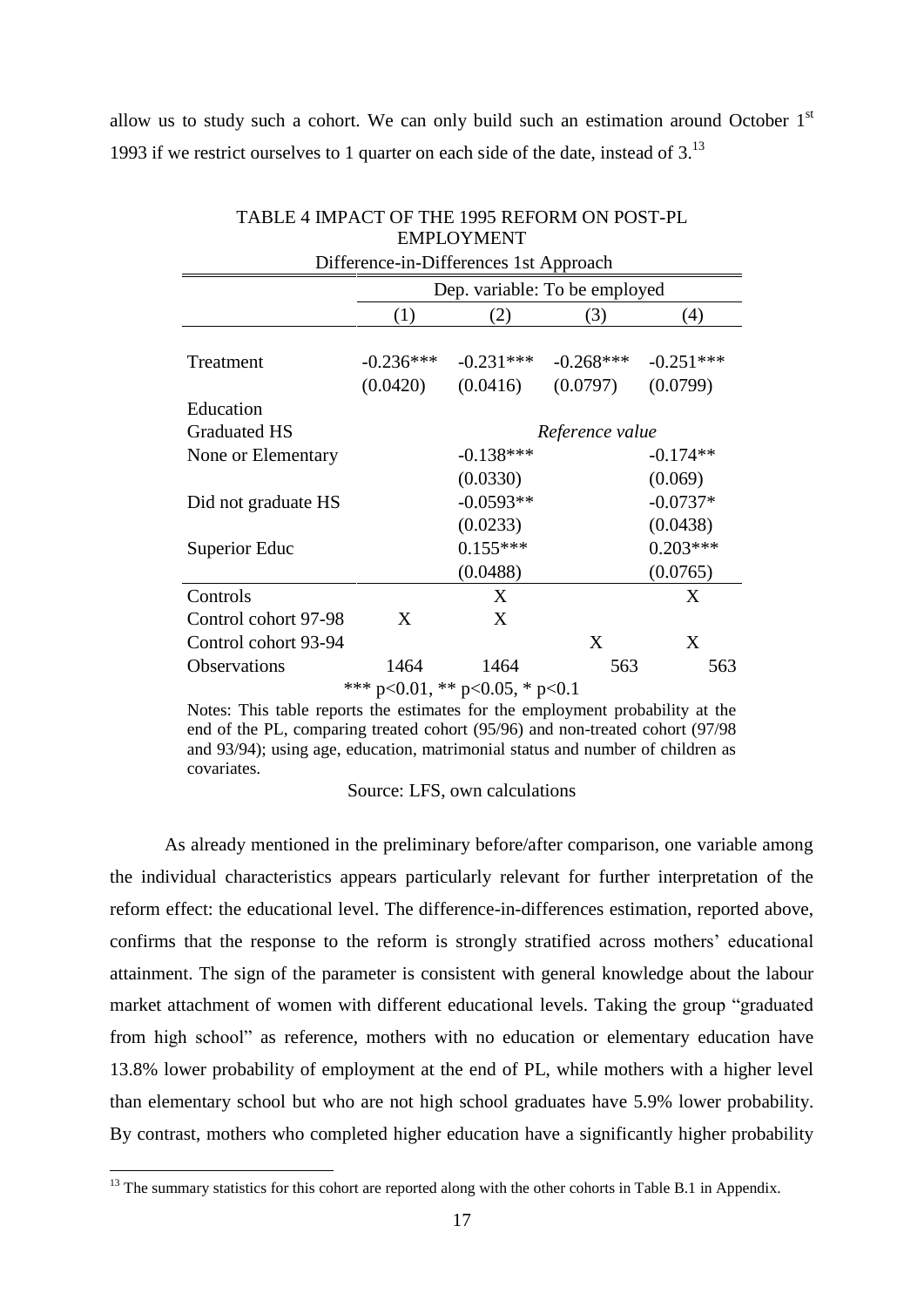allow us to study such a cohort. We can only build such an estimation around October 1st 1993 if we restrict ourselves to 1 quarter on each side of the date, instead of 3.[13]

TABLE 4 IMPACT OF THE 1995 REFORM ON POST-PL EMPLOYMENT

Difference-in-Differences 1st Approach

| | Dep. variable: To be employed | | | |
|---|---|---|---|---|
| | (1) | (2) | (3) | (4) |
| Treatment | -0.236*** | -0.231*** | -0.268*** | -0.251*** |
| | (0.0420) | (0.0416) | (0.0797) | (0.0799) |
| Education | | | | |
| Graduated HS | | *Reference value* | | |
| None or Elementary | | -0.138*** | | -0.174** |
| | | (0.0330) | | (0.069) |
| Did not graduate HS | | -0.0593** | | -0.0737* |
| | | (0.0233) | | (0.0438) |
| Superior Educ | | 0.155*** | | 0.203*** |
| | | (0.0488) | | (0.0765) |
| Controls | | X | | X |
| Control cohort 97-98 | X | X | | |
| Control cohort 93-94 | | | X | X |
| Observations | 1464 | 1464 | 563 | 563 |

*** p<0.01, ** p<0.05, * p<0.1

Notes: This table reports the estimates for the employment probability at the end of the PL, comparing treated cohort (95/96) and non-treated cohort (97/98 and 93/94); using age, education, matrimonial status and number of children as covariates.

Source: LFS, own calculations

As already mentioned in the preliminary before/after comparison, one variable among the individual characteristics appears particularly relevant for further interpretation of the reform effect: the educational level. The difference-in-differences estimation, reported above, confirms that the response to the reform is strongly stratified across mothers' educational attainment. The sign of the parameter is consistent with general knowledge about the labour market attachment of women with different educational levels. Taking the group "graduated from high school" as reference, mothers with no education or elementary education have 13.8% lower probability of employment at the end of PL, while mothers with a higher level than elementary school but who are not high school graduates have 5.9% lower probability. By contrast, mothers who completed higher education have a significantly higher probability

[13] The summary statistics for this cohort are reported along with the other cohorts in Table B.1 in Appendix.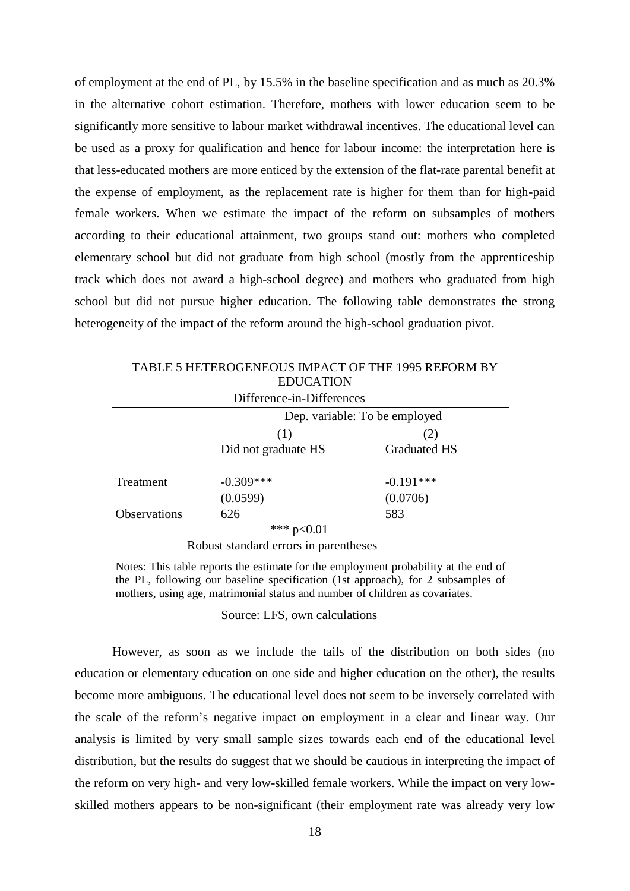of employment at the end of PL, by 15.5% in the baseline specification and as much as 20.3% in the alternative cohort estimation. Therefore, mothers with lower education seem to be significantly more sensitive to labour market withdrawal incentives. The educational level can be used as a proxy for qualification and hence for labour income: the interpretation here is that less-educated mothers are more enticed by the extension of the flat-rate parental benefit at the expense of employment, as the replacement rate is higher for them than for high-paid female workers. When we estimate the impact of the reform on subsamples of mothers according to their educational attainment, two groups stand out: mothers who completed elementary school but did not graduate from high school (mostly from the apprenticeship track which does not award a high-school degree) and mothers who graduated from high school but did not pursue higher education. The following table demonstrates the strong heterogeneity of the impact of the reform around the high-school graduation pivot.

TABLE 5 HETEROGENEOUS IMPACT OF THE 1995 REFORM BY EDUCATION

Difference-in-Differences

| | Dep. variable: To be employed | |
|---|---|---|
| | (1) | (2) |
| | Did not graduate HS | Graduated HS |
| Treatment | -0.309*** | -0.191*** |
| | (0.0599) | (0.0706) |
| Observations | 626 | 583 |

*** $p<0.01$

Robust standard errors in parentheses

Notes: This table reports the estimate for the employment probability at the end of the PL, following our baseline specification (1st approach), for 2 subsamples of mothers, using age, matrimonial status and number of children as covariates.

Source: LFS, own calculations

However, as soon as we include the tails of the distribution on both sides (no education or elementary education on one side and higher education on the other), the results become more ambiguous. The educational level does not seem to be inversely correlated with the scale of the reform's negative impact on employment in a clear and linear way. Our analysis is limited by very small sample sizes towards each end of the educational level distribution, but the results do suggest that we should be cautious in interpreting the impact of the reform on very high- and very low-skilled female workers. While the impact on very low-skilled mothers appears to be non-significant (their employment rate was already very low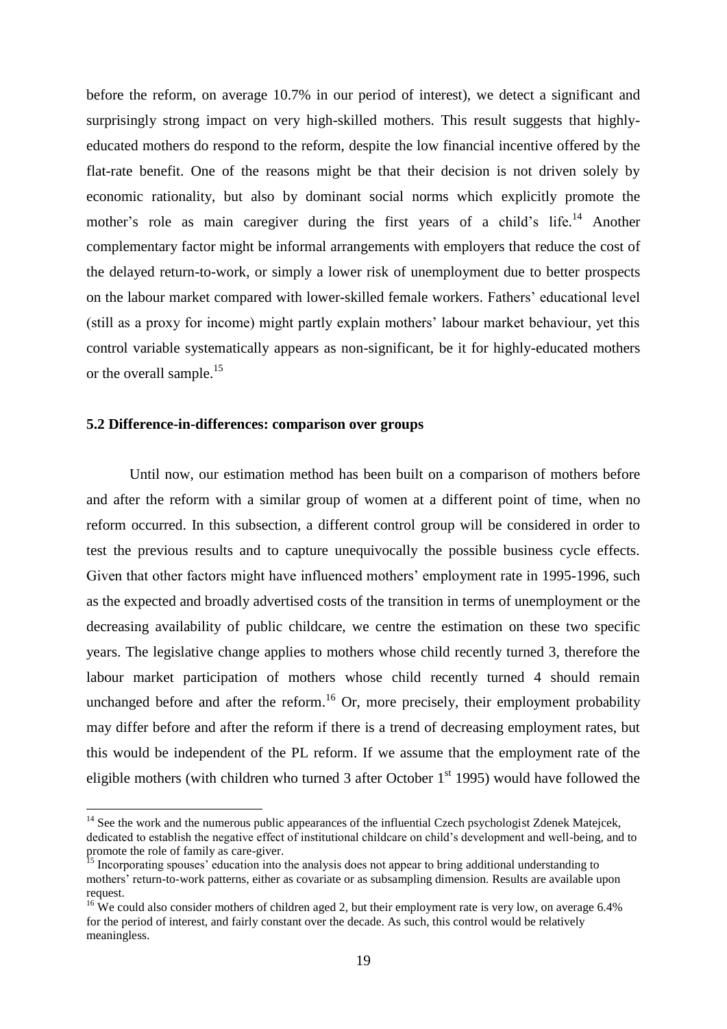before the reform, on average 10.7% in our period of interest), we detect a significant and surprisingly strong impact on very high-skilled mothers. This result suggests that highly-educated mothers do respond to the reform, despite the low financial incentive offered by the flat-rate benefit. One of the reasons might be that their decision is not driven solely by economic rationality, but also by dominant social norms which explicitly promote the mother's role as main caregiver during the first years of a child's life.[14] Another complementary factor might be informal arrangements with employers that reduce the cost of the delayed return-to-work, or simply a lower risk of unemployment due to better prospects on the labour market compared with lower-skilled female workers. Fathers' educational level (still as a proxy for income) might partly explain mothers' labour market behaviour, yet this control variable systematically appears as non-significant, be it for highly-educated mothers or the overall sample.[15]

### 5.2 Difference-in-differences: comparison over groups

Until now, our estimation method has been built on a comparison of mothers before and after the reform with a similar group of women at a different point of time, when no reform occurred. In this subsection, a different control group will be considered in order to test the previous results and to capture unequivocally the possible business cycle effects. Given that other factors might have influenced mothers' employment rate in 1995-1996, such as the expected and broadly advertised costs of the transition in terms of unemployment or the decreasing availability of public childcare, we centre the estimation on these two specific years. The legislative change applies to mothers whose child recently turned 3, therefore the labour market participation of mothers whose child recently turned 4 should remain unchanged before and after the reform.[16] Or, more precisely, their employment probability may differ before and after the reform if there is a trend of decreasing employment rates, but this would be independent of the PL reform. If we assume that the employment rate of the eligible mothers (with children who turned 3 after October 1st 1995) would have followed the

---

[14] See the work and the numerous public appearances of the influential Czech psychologist Zdenek Matejcek, dedicated to establish the negative effect of institutional childcare on child's development and well-being, and to promote the role of family as care-giver.

[15] Incorporating spouses' education into the analysis does not appear to bring additional understanding to mothers' return-to-work patterns, either as covariate or as subsampling dimension. Results are available upon request.

[16] We could also consider mothers of children aged 2, but their employment rate is very low, on average 6.4% for the period of interest, and fairly constant over the decade. As such, this control would be relatively meaningless.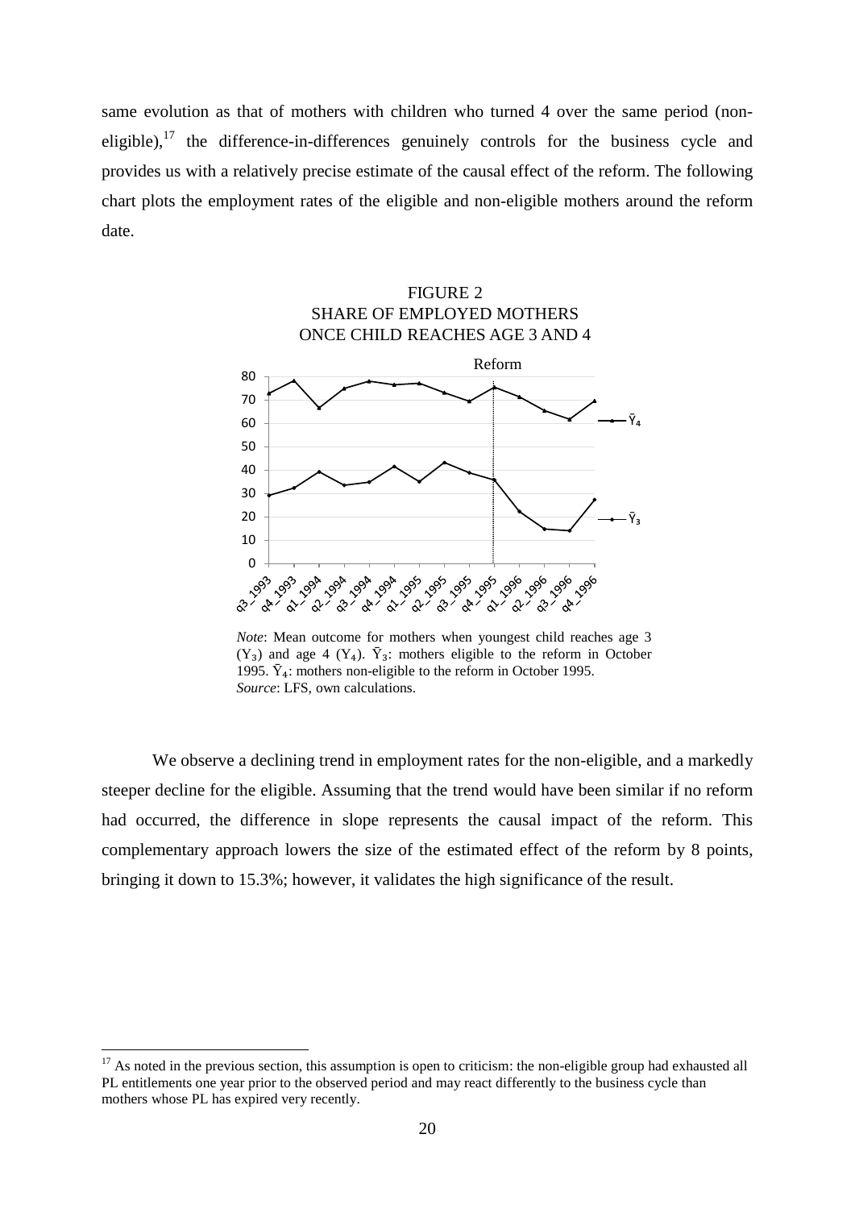same evolution as that of mothers with children who turned 4 over the same period (non-eligible),[17] the difference-in-differences genuinely controls for the business cycle and provides us with a relatively precise estimate of the causal effect of the reform. The following chart plots the employment rates of the eligible and non-eligible mothers around the reform date.

FIGURE 2
SHARE OF EMPLOYED MOTHERS
ONCE CHILD REACHES AGE 3 AND 4

*Note*: Mean outcome for mothers when youngest child reaches age 3 ($Y_3$) and age 4 ($Y_4$). $\bar{Y}_3$: mothers eligible to the reform in October 1995. $\bar{Y}_4$: mothers non-eligible to the reform in October 1995.
*Source*: LFS, own calculations.

We observe a declining trend in employment rates for the non-eligible, and a markedly steeper decline for the eligible. Assuming that the trend would have been similar if no reform had occurred, the difference in slope represents the causal impact of the reform. This complementary approach lowers the size of the estimated effect of the reform by 8 points, bringing it down to 15.3%; however, it validates the high significance of the result.

[17] As noted in the previous section, this assumption is open to criticism: the non-eligible group had exhausted all PL entitlements one year prior to the observed period and may react differently to the business cycle than mothers whose PL has expired very recently.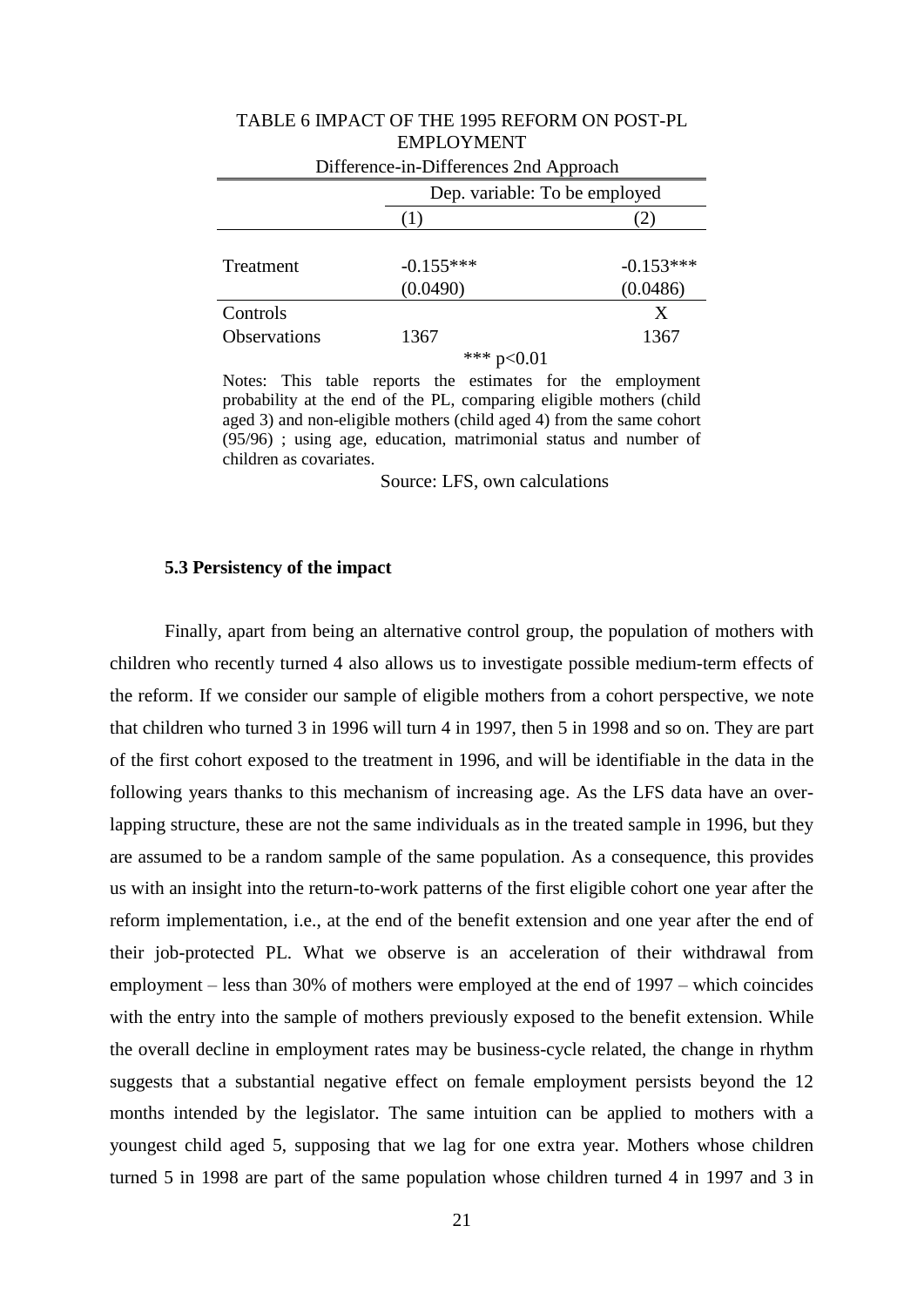TABLE 6 IMPACT OF THE 1995 REFORM ON POST-PL EMPLOYMENT

Difference-in-Differences 2nd Approach

| | Dep. variable: To be employed | |
|---|---|---|
| | (1) | (2) |
| Treatment | -0.155*** | -0.153*** |
| | (0.0490) | (0.0486) |
| Controls | | X |
| Observations | 1367 | 1367 |

*** p<0.01

Notes: This table reports the estimates for the employment probability at the end of the PL, comparing eligible mothers (child aged 3) and non-eligible mothers (child aged 4) from the same cohort (95/96) ; using age, education, matrimonial status and number of children as covariates.

Source: LFS, own calculations

### 5.3 Persistency of the impact

Finally, apart from being an alternative control group, the population of mothers with children who recently turned 4 also allows us to investigate possible medium-term effects of the reform. If we consider our sample of eligible mothers from a cohort perspective, we note that children who turned 3 in 1996 will turn 4 in 1997, then 5 in 1998 and so on. They are part of the first cohort exposed to the treatment in 1996, and will be identifiable in the data in the following years thanks to this mechanism of increasing age. As the LFS data have an over-lapping structure, these are not the same individuals as in the treated sample in 1996, but they are assumed to be a random sample of the same population. As a consequence, this provides us with an insight into the return-to-work patterns of the first eligible cohort one year after the reform implementation, i.e., at the end of the benefit extension and one year after the end of their job-protected PL. What we observe is an acceleration of their withdrawal from employment – less than 30% of mothers were employed at the end of 1997 – which coincides with the entry into the sample of mothers previously exposed to the benefit extension. While the overall decline in employment rates may be business-cycle related, the change in rhythm suggests that a substantial negative effect on female employment persists beyond the 12 months intended by the legislator. The same intuition can be applied to mothers with a youngest child aged 5, supposing that we lag for one extra year. Mothers whose children turned 5 in 1998 are part of the same population whose children turned 4 in 1997 and 3 in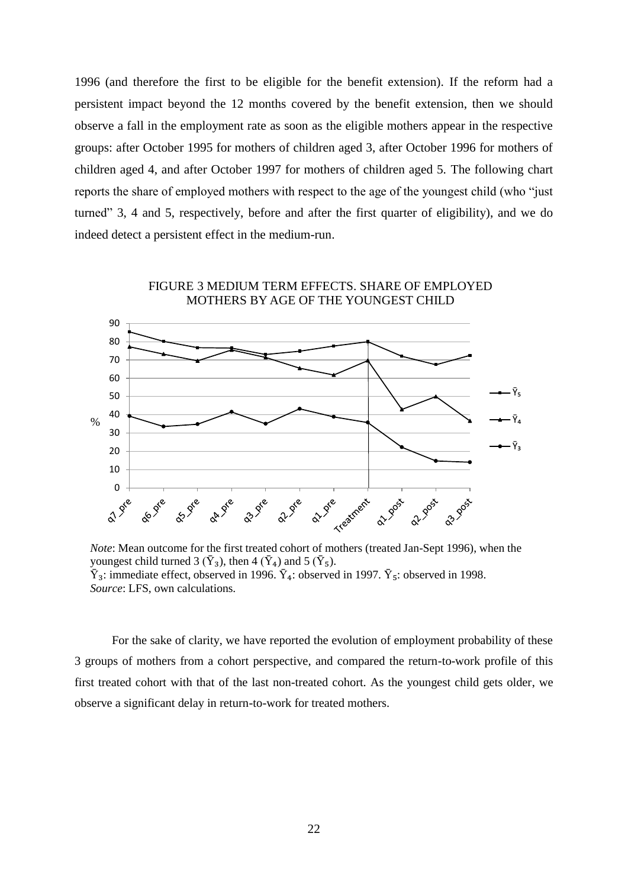1996 (and therefore the first to be eligible for the benefit extension). If the reform had a persistent impact beyond the 12 months covered by the benefit extension, then we should observe a fall in the employment rate as soon as the eligible mothers appear in the respective groups: after October 1995 for mothers of children aged 3, after October 1996 for mothers of children aged 4, and after October 1997 for mothers of children aged 5. The following chart reports the share of employed mothers with respect to the age of the youngest child (who "just turned" 3, 4 and 5, respectively, before and after the first quarter of eligibility), and we do indeed detect a persistent effect in the medium-run.

FIGURE 3 MEDIUM TERM EFFECTS. SHARE OF EMPLOYED MOTHERS BY AGE OF THE YOUNGEST CHILD

*Note*: Mean outcome for the first treated cohort of mothers (treated Jan-Sept 1996), when the youngest child turned 3 ($\bar{Y}_3$), then 4 ($\bar{Y}_4$) and 5 ($\bar{Y}_5$).
$\bar{Y}_3$: immediate effect, observed in 1996. $\bar{Y}_4$: observed in 1997. $\bar{Y}_5$: observed in 1998.
*Source*: LFS, own calculations.

For the sake of clarity, we have reported the evolution of employment probability of these 3 groups of mothers from a cohort perspective, and compared the return-to-work profile of this first treated cohort with that of the last non-treated cohort. As the youngest child gets older, we observe a significant delay in return-to-work for treated mothers.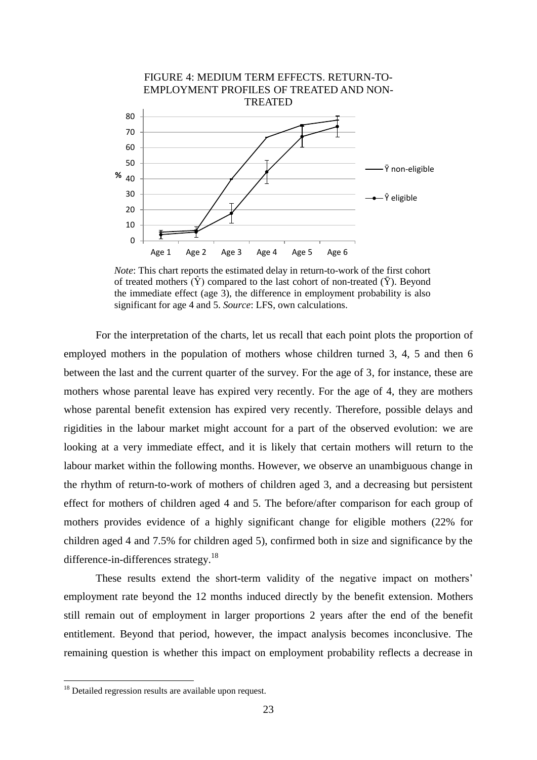FIGURE 4: MEDIUM TERM EFFECTS. RETURN-TO-EMPLOYMENT PROFILES OF TREATED AND NON-TREATED

*Note*: This chart reports the estimated delay in return-to-work of the first cohort of treated mothers ($\hat{Y}$) compared to the last cohort of non-treated ($\bar{Y}$). Beyond the immediate effect (age 3), the difference in employment probability is also significant for age 4 and 5. *Source*: LFS, own calculations.

For the interpretation of the charts, let us recall that each point plots the proportion of employed mothers in the population of mothers whose children turned 3, 4, 5 and then 6 between the last and the current quarter of the survey. For the age of 3, for instance, these are mothers whose parental leave has expired very recently. For the age of 4, they are mothers whose parental benefit extension has expired very recently. Therefore, possible delays and rigidities in the labour market might account for a part of the observed evolution: we are looking at a very immediate effect, and it is likely that certain mothers will return to the labour market within the following months. However, we observe an unambiguous change in the rhythm of return-to-work of mothers of children aged 3, and a decreasing but persistent effect for mothers of children aged 4 and 5. The before/after comparison for each group of mothers provides evidence of a highly significant change for eligible mothers (22% for children aged 4 and 7.5% for children aged 5), confirmed both in size and significance by the difference-in-differences strategy.[18]

These results extend the short-term validity of the negative impact on mothers' employment rate beyond the 12 months induced directly by the benefit extension. Mothers still remain out of employment in larger proportions 2 years after the end of the benefit entitlement. Beyond that period, however, the impact analysis becomes inconclusive. The remaining question is whether this impact on employment probability reflects a decrease in

[18] Detailed regression results are available upon request.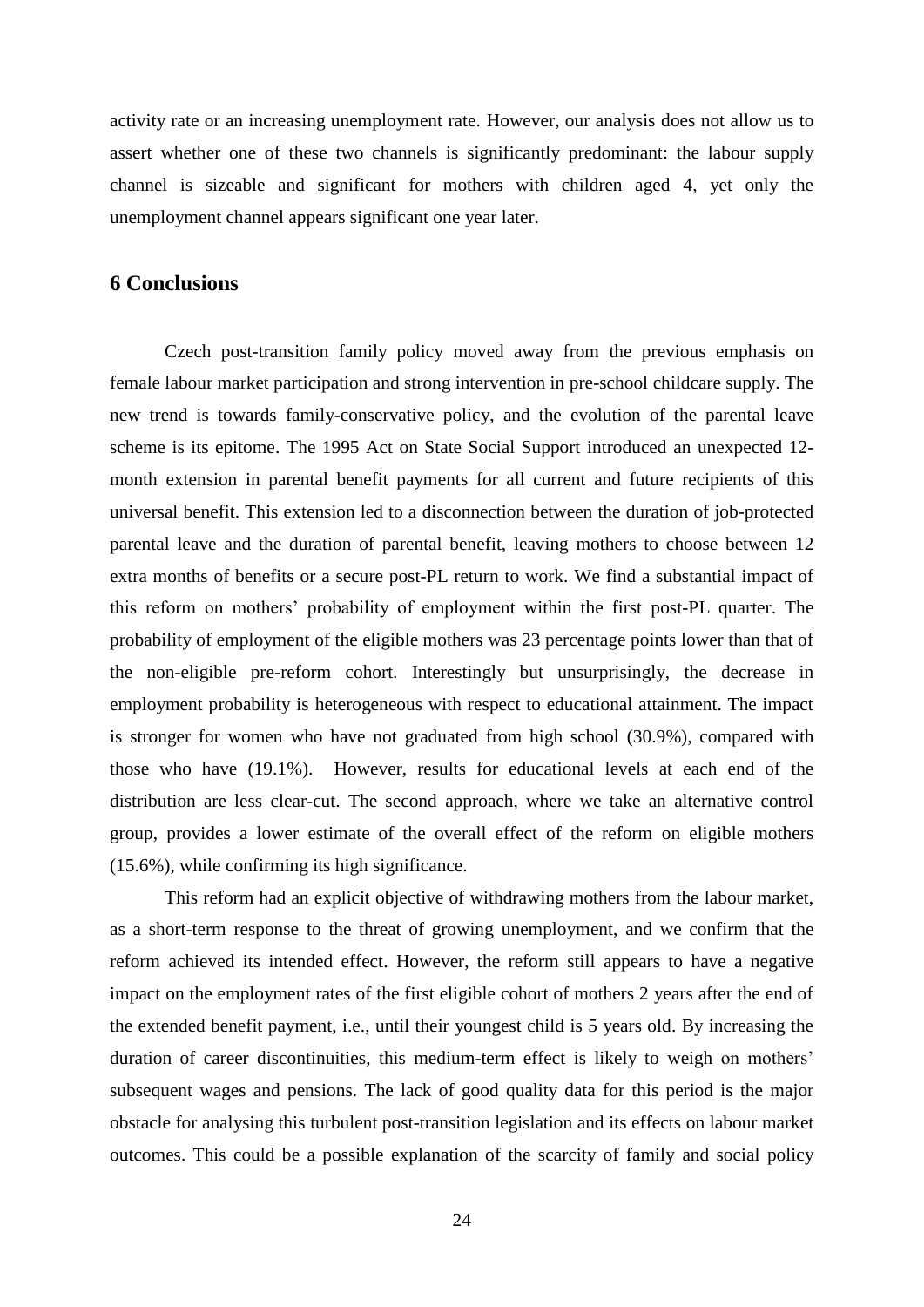activity rate or an increasing unemployment rate. However, our analysis does not allow us to assert whether one of these two channels is significantly predominant: the labour supply channel is sizeable and significant for mothers with children aged 4, yet only the unemployment channel appears significant one year later.

## 6 Conclusions

Czech post-transition family policy moved away from the previous emphasis on female labour market participation and strong intervention in pre-school childcare supply. The new trend is towards family-conservative policy, and the evolution of the parental leave scheme is its epitome. The 1995 Act on State Social Support introduced an unexpected 12-month extension in parental benefit payments for all current and future recipients of this universal benefit. This extension led to a disconnection between the duration of job-protected parental leave and the duration of parental benefit, leaving mothers to choose between 12 extra months of benefits or a secure post-PL return to work. We find a substantial impact of this reform on mothers' probability of employment within the first post-PL quarter. The probability of employment of the eligible mothers was 23 percentage points lower than that of the non-eligible pre-reform cohort. Interestingly but unsurprisingly, the decrease in employment probability is heterogeneous with respect to educational attainment. The impact is stronger for women who have not graduated from high school (30.9%), compared with those who have (19.1%). However, results for educational levels at each end of the distribution are less clear-cut. The second approach, where we take an alternative control group, provides a lower estimate of the overall effect of the reform on eligible mothers (15.6%), while confirming its high significance.

This reform had an explicit objective of withdrawing mothers from the labour market, as a short-term response to the threat of growing unemployment, and we confirm that the reform achieved its intended effect. However, the reform still appears to have a negative impact on the employment rates of the first eligible cohort of mothers 2 years after the end of the extended benefit payment, i.e., until their youngest child is 5 years old. By increasing the duration of career discontinuities, this medium-term effect is likely to weigh on mothers' subsequent wages and pensions. The lack of good quality data for this period is the major obstacle for analysing this turbulent post-transition legislation and its effects on labour market outcomes. This could be a possible explanation of the scarcity of family and social policy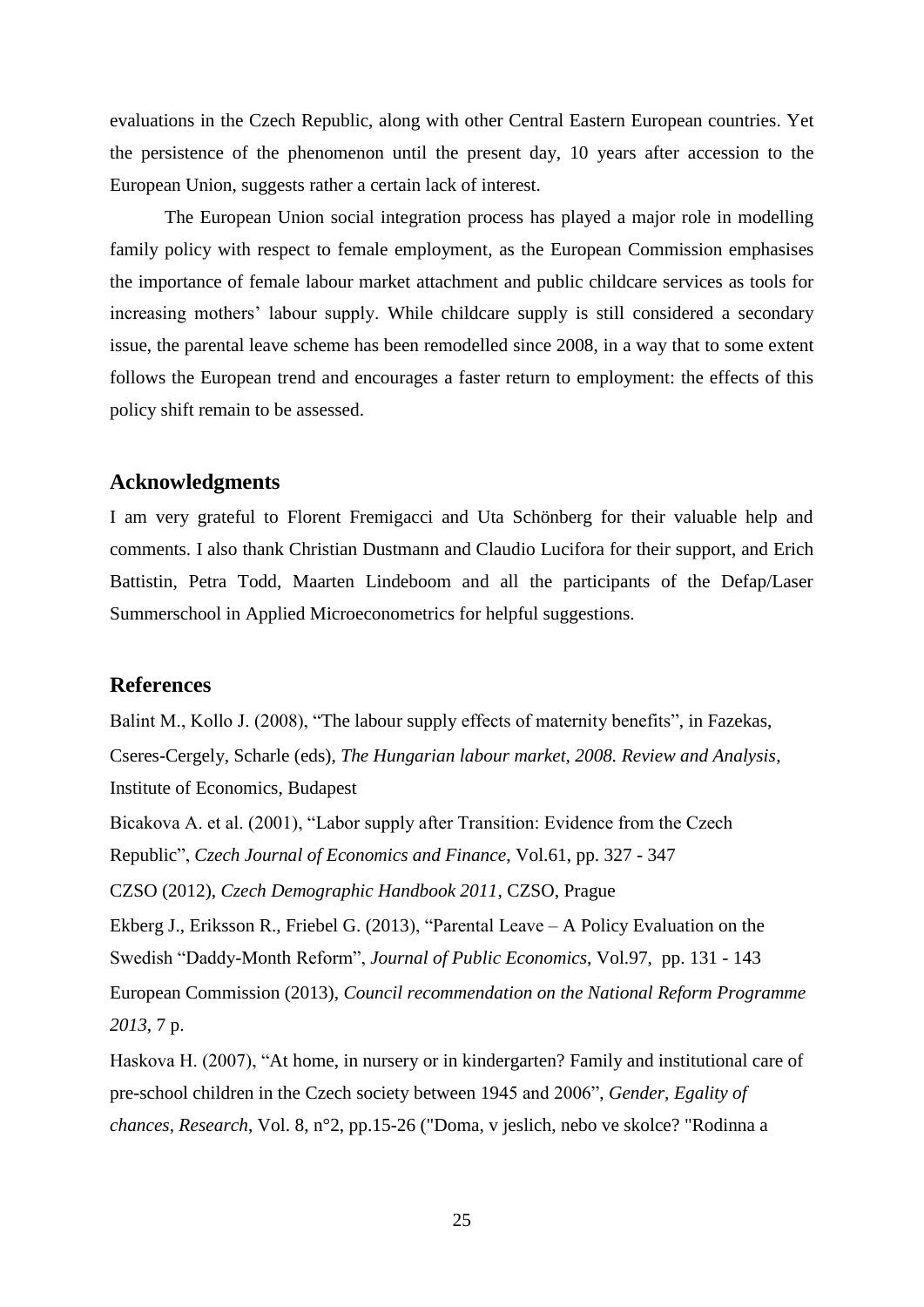evaluations in the Czech Republic, along with other Central Eastern European countries. Yet the persistence of the phenomenon until the present day, 10 years after accession to the European Union, suggests rather a certain lack of interest.

The European Union social integration process has played a major role in modelling family policy with respect to female employment, as the European Commission emphasises the importance of female labour market attachment and public childcare services as tools for increasing mothers' labour supply. While childcare supply is still considered a secondary issue, the parental leave scheme has been remodelled since 2008, in a way that to some extent follows the European trend and encourages a faster return to employment: the effects of this policy shift remain to be assessed.

## Acknowledgments

I am very grateful to Florent Fremigacci and Uta Schönberg for their valuable help and comments. I also thank Christian Dustmann and Claudio Lucifora for their support, and Erich Battistin, Petra Todd, Maarten Lindeboom and all the participants of the Defap/Laser Summerschool in Applied Microeconometrics for helpful suggestions.

## References

Balint M., Kollo J. (2008), "The labour supply effects of maternity benefits", in Fazekas, Cseres-Cergely, Scharle (eds), *The Hungarian labour market, 2008. Review and Analysis*, Institute of Economics, Budapest

Bicakova A. et al. (2001), "Labor supply after Transition: Evidence from the Czech Republic", *Czech Journal of Economics and Finance*, Vol.61, pp. 327 - 347

CZSO (2012), *Czech Demographic Handbook 2011*, CZSO, Prague

Ekberg J., Eriksson R., Friebel G. (2013), "Parental Leave – A Policy Evaluation on the Swedish "Daddy-Month Reform", *Journal of Public Economics*, Vol.97, pp. 131 - 143

European Commission (2013), *Council recommendation on the National Reform Programme 2013*, 7 p.

Haskova H. (2007), "At home, in nursery or in kindergarten? Family and institutional care of pre-school children in the Czech society between 1945 and 2006", *Gender, Egality of chances, Research*, Vol. 8, n°2, pp.15-26 ("Doma, v jeslich, nebo ve skolce? "Rodinna a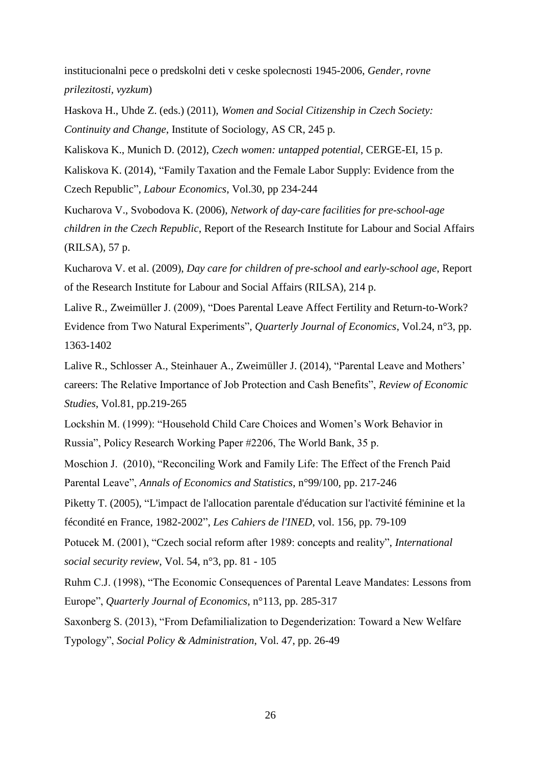institucionalni pece o predskolni deti v ceske spolecnosti 1945-2006, *Gender, rovne prilezitosti, vyzkum*)

Haskova H., Uhde Z. (eds.) (2011), *Women and Social Citizenship in Czech Society: Continuity and Change*, Institute of Sociology, AS CR, 245 p.

Kaliskova K., Munich D. (2012), *Czech women: untapped potential*, CERGE-EI, 15 p.

Kaliskova K. (2014), "Family Taxation and the Female Labor Supply: Evidence from the Czech Republic", *Labour Economics*, Vol.30, pp 234-244

Kucharova V., Svobodova K. (2006), *Network of day-care facilities for pre-school-age children in the Czech Republic*, Report of the Research Institute for Labour and Social Affairs (RILSA), 57 p.

Kucharova V. et al. (2009), *Day care for children of pre-school and early-school age*, Report of the Research Institute for Labour and Social Affairs (RILSA), 214 p.

Lalive R., Zweimüller J. (2009), "Does Parental Leave Affect Fertility and Return-to-Work? Evidence from Two Natural Experiments", *Quarterly Journal of Economics*, Vol.24, n°3, pp. 1363-1402

Lalive R., Schlosser A., Steinhauer A., Zweimüller J. (2014), "Parental Leave and Mothers' careers: The Relative Importance of Job Protection and Cash Benefits", *Review of Economic Studies*, Vol.81, pp.219-265

Lockshin M. (1999): "Household Child Care Choices and Women's Work Behavior in Russia", Policy Research Working Paper #2206, The World Bank, 35 p.

Moschion J. (2010), "Reconciling Work and Family Life: The Effect of the French Paid Parental Leave", *Annals of Economics and Statistics*, n°99/100, pp. 217-246

Piketty T. (2005), "L'impact de l'allocation parentale d'éducation sur l'activité féminine et la fécondité en France, 1982-2002", *Les Cahiers de l'INED*, vol. 156, pp. 79-109

Potucek M. (2001), "Czech social reform after 1989: concepts and reality", *International social security review*, Vol. 54, n°3, pp. 81 - 105

Ruhm C.J. (1998), "The Economic Consequences of Parental Leave Mandates: Lessons from Europe", *Quarterly Journal of Economics*, n°113, pp. 285-317

Saxonberg S. (2013), "From Defamilialization to Degenderization: Toward a New Welfare Typology", *Social Policy & Administration*, Vol. 47, pp. 26-49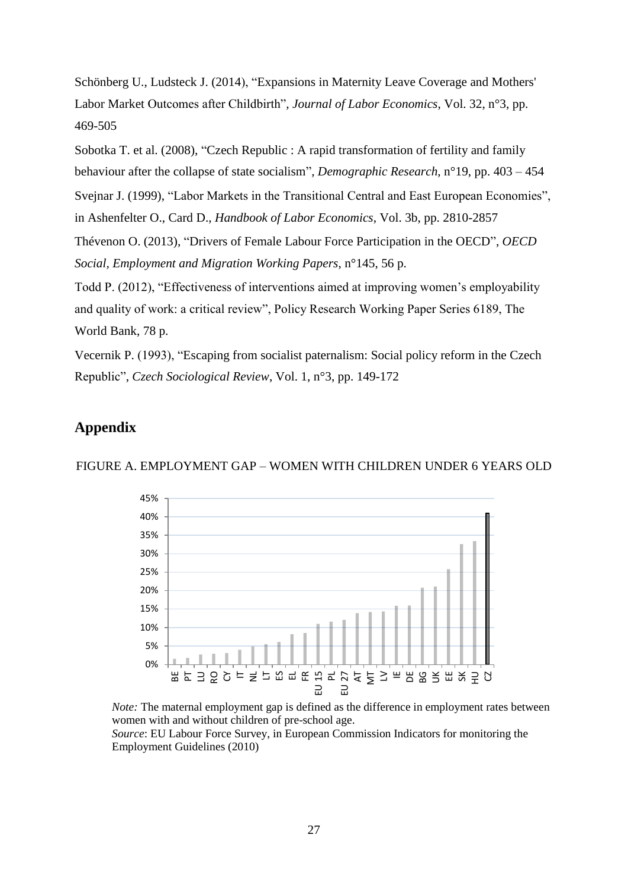Schönberg U., Ludsteck J. (2014), "Expansions in Maternity Leave Coverage and Mothers' Labor Market Outcomes after Childbirth", *Journal of Labor Economics*, Vol. 32, n°3, pp. 469-505

Sobotka T. et al. (2008), "Czech Republic : A rapid transformation of fertility and family behaviour after the collapse of state socialism", *Demographic Research*, n°19, pp. 403 – 454

Svejnar J. (1999), "Labor Markets in the Transitional Central and East European Economies", in Ashenfelter O., Card D., *Handbook of Labor Economics*, Vol. 3b, pp. 2810-2857

Thévenon O. (2013), "Drivers of Female Labour Force Participation in the OECD", *OECD Social, Employment and Migration Working Papers*, n°145, 56 p.

Todd P. (2012), "Effectiveness of interventions aimed at improving women's employability and quality of work: a critical review", Policy Research Working Paper Series 6189, The World Bank, 78 p.

Vecernik P. (1993), "Escaping from socialist paternalism: Social policy reform in the Czech Republic", *Czech Sociological Review*, Vol. 1, n°3, pp. 149-172

## Appendix

FIGURE A. EMPLOYMENT GAP – WOMEN WITH CHILDREN UNDER 6 YEARS OLD

*Note:* The maternal employment gap is defined as the difference in employment rates between women with and without children of pre-school age.
*Source*: EU Labour Force Survey, in European Commission Indicators for monitoring the Employment Guidelines (2010)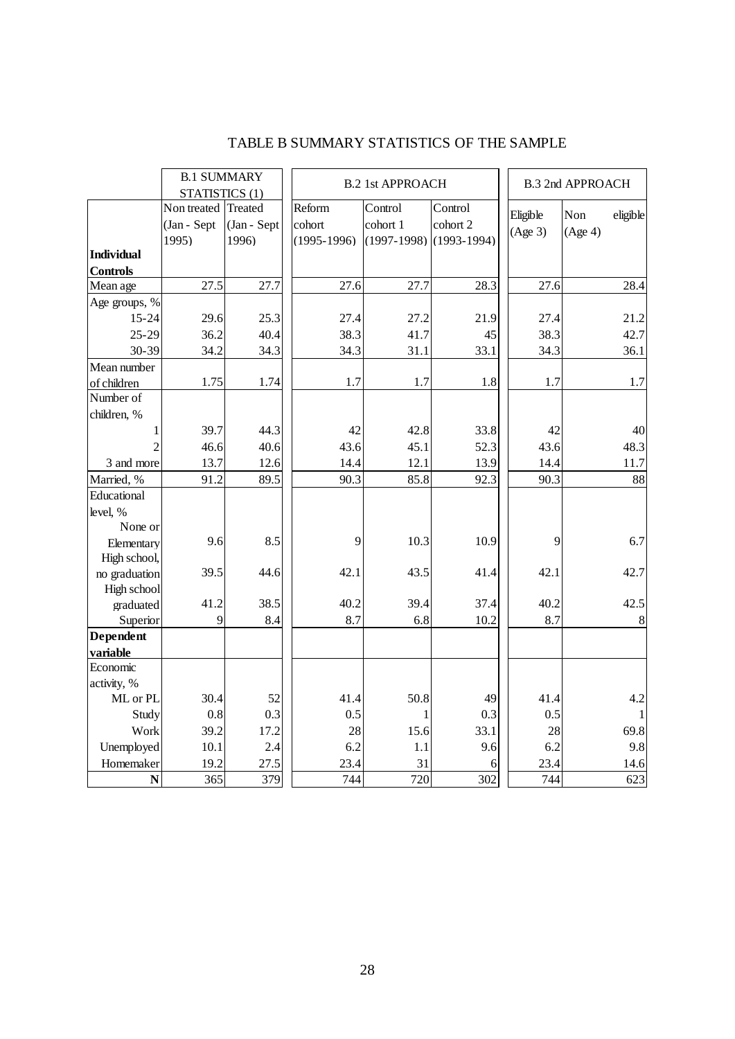# TABLE B SUMMARY STATISTICS OF THE SAMPLE

| | B.1 SUMMARY STATISTICS (1) | | B.2 1st APPROACH | | | B.3 2nd APPROACH | |
|---|---|---|---|---|---|---|---|
| | Non treated (Jan - Sept 1995) | Treated (Jan - Sept 1996) | Reform cohort (1995-1996) | Control cohort 1 (1997-1998) | Control cohort 2 (1993-1994) | Eligible (Age 3) | Non eligible (Age 4) |
| **Individual Controls** | | | | | | | |
| Mean age | 27.5 | 27.7 | 27.6 | 27.7 | 28.3 | 27.6 | 28.4 |
| Age groups, % | | | | | | | |
| 15-24 | 29.6 | 25.3 | 27.4 | 27.2 | 21.9 | 27.4 | 21.2 |
| 25-29 | 36.2 | 40.4 | 38.3 | 41.7 | 45 | 38.3 | 42.7 |
| 30-39 | 34.2 | 34.3 | 34.3 | 31.1 | 33.1 | 34.3 | 36.1 |
| Mean number of children | 1.75 | 1.74 | 1.7 | 1.7 | 1.8 | 1.7 | 1.7 |
| Number of children, % | | | | | | | |
| 1 | 39.7 | 44.3 | 42 | 42.8 | 33.8 | 42 | 40 |
| 2 | 46.6 | 40.6 | 43.6 | 45.1 | 52.3 | 43.6 | 48.3 |
| 3 and more | 13.7 | 12.6 | 14.4 | 12.1 | 13.9 | 14.4 | 11.7 |
| Married, % | 91.2 | 89.5 | 90.3 | 85.8 | 92.3 | 90.3 | 88 |
| Educational level, % | | | | | | | |
| None or Elementary | 9.6 | 8.5 | 9 | 10.3 | 10.9 | 9 | 6.7 |
| High school, no graduation | 39.5 | 44.6 | 42.1 | 43.5 | 41.4 | 42.1 | 42.7 |
| High school graduated | 41.2 | 38.5 | 40.2 | 39.4 | 37.4 | 40.2 | 42.5 |
| Superior | 9 | 8.4 | 8.7 | 6.8 | 10.2 | 8.7 | 8 |
| **Dependent variable** | | | | | | | |
| Economic activity, % | | | | | | | |
| ML or PL | 30.4 | 52 | 41.4 | 50.8 | 49 | 41.4 | 4.2 |
| Study | 0.8 | 0.3 | 0.5 | 1 | 0.3 | 0.5 | 1 |
| Work | 39.2 | 17.2 | 28 | 15.6 | 33.1 | 28 | 69.8 |
| Unemployed | 10.1 | 2.4 | 6.2 | 1.1 | 9.6 | 6.2 | 9.8 |
| Homemaker | 19.2 | 27.5 | 23.4 | 31 | 6 | 23.4 | 14.6 |
| **N** | 365 | 379 | 744 | 720 | 302 | 744 | 623 |